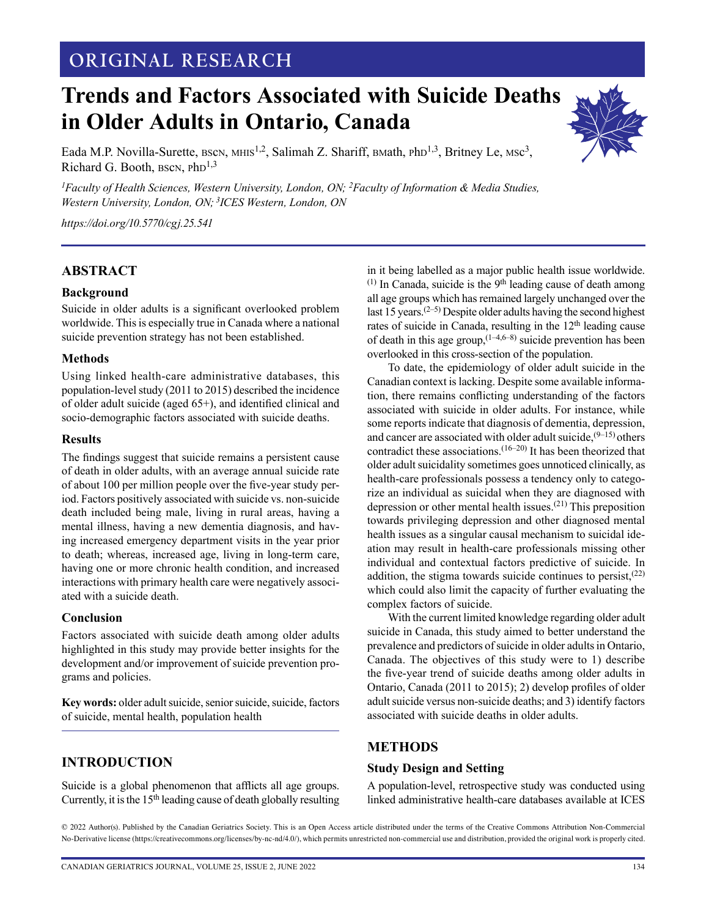ORIGINAL RESEARCH

# Trends and Factors Associated with Suicide Deaths in Older Adults in Ontario, Canada

Eada M.P. Novilla-Surette, BScN, MHIS[1,2], Salimah Z. Shariff, BMath, PhD[1,3], Britney Le, MSc[3], Richard G. Booth, BScN, PhD[1,3]

*[1]Faculty of Health Sciences, Western University, London, ON; [2]Faculty of Information & Media Studies, Western University, London, ON; [3]ICES Western, London, ON*

*https://doi.org/10.5770/cgj.25.541*

## ABSTRACT

### Background

Suicide in older adults is a significant overlooked problem worldwide. This is especially true in Canada where a national suicide prevention strategy has not been established.

### Methods

Using linked health-care administrative databases, this population-level study (2011 to 2015) described the incidence of older adult suicide (aged 65+), and identified clinical and socio-demographic factors associated with suicide deaths.

### Results

The findings suggest that suicide remains a persistent cause of death in older adults, with an average annual suicide rate of about 100 per million people over the five-year study period. Factors positively associated with suicide vs. non-suicide death included being male, living in rural areas, having a mental illness, having a new dementia diagnosis, and having increased emergency department visits in the year prior to death; whereas, increased age, living in long-term care, having one or more chronic health condition, and increased interactions with primary health care were negatively associated with a suicide death.

### Conclusion

Factors associated with suicide death among older adults highlighted in this study may provide better insights for the development and/or improvement of suicide prevention programs and policies.

**Key words:** older adult suicide, senior suicide, suicide, factors of suicide, mental health, population health

## INTRODUCTION

Suicide is a global phenomenon that afflicts all age groups. Currently, it is the 15th leading cause of death globally resulting in it being labelled as a major public health issue worldwide.[1] In Canada, suicide is the 9th leading cause of death among all age groups which has remained largely unchanged over the last 15 years.[2–5] Despite older adults having the second highest rates of suicide in Canada, resulting in the 12th leading cause of death in this age group,[1–4,6–8] suicide prevention has been overlooked in this cross-section of the population.

To date, the epidemiology of older adult suicide in the Canadian context is lacking. Despite some available information, there remains conflicting understanding of the factors associated with suicide in older adults. For instance, while some reports indicate that diagnosis of dementia, depression, and cancer are associated with older adult suicide,[9–15] others contradict these associations.[16–20] It has been theorized that older adult suicidality sometimes goes unnoticed clinically, as health-care professionals possess a tendency only to categorize an individual as suicidal when they are diagnosed with depression or other mental health issues.[21] This preposition towards privileging depression and other diagnosed mental health issues as a singular causal mechanism to suicidal ideation may result in health-care professionals missing other individual and contextual factors predictive of suicide. In addition, the stigma towards suicide continues to persist,[22] which could also limit the capacity of further evaluating the complex factors of suicide.

With the current limited knowledge regarding older adult suicide in Canada, this study aimed to better understand the prevalence and predictors of suicide in older adults in Ontario, Canada. The objectives of this study were to 1) describe the five-year trend of suicide deaths among older adults in Ontario, Canada (2011 to 2015); 2) develop profiles of older adult suicide versus non-suicide deaths; and 3) identify factors associated with suicide deaths in older adults.

## METHODS

### Study Design and Setting

A population-level, retrospective study was conducted using linked administrative health-care databases available at ICES

© 2022 Author(s). Published by the Canadian Geriatrics Society. This is an Open Access article distributed under the terms of the Creative Commons Attribution Non-Commercial No-Derivative license (https://creativecommons.org/licenses/by-nc-nd/4.0/), which permits unrestricted non-commercial use and distribution, provided the original work is properly cited.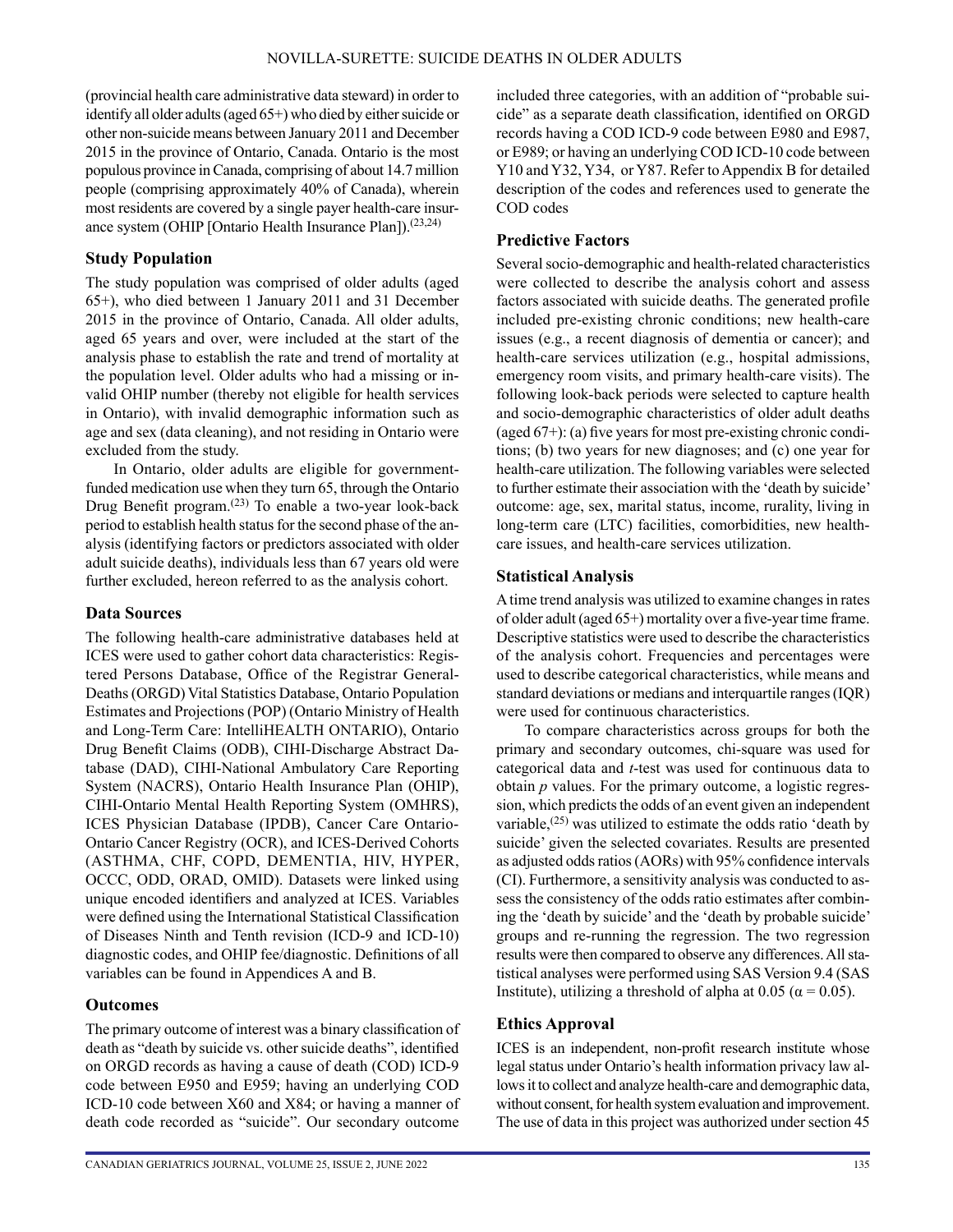(provincial health care administrative data steward) in order to identify all older adults (aged 65+) who died by either suicide or other non-suicide means between January 2011 and December 2015 in the province of Ontario, Canada. Ontario is the most populous province in Canada, comprising of about 14.7 million people (comprising approximately 40% of Canada), wherein most residents are covered by a single payer health-care insurance system (OHIP [Ontario Health Insurance Plan]).[23,24]

### Study Population

The study population was comprised of older adults (aged 65+), who died between 1 January 2011 and 31 December 2015 in the province of Ontario, Canada. All older adults, aged 65 years and over, were included at the start of the analysis phase to establish the rate and trend of mortality at the population level. Older adults who had a missing or invalid OHIP number (thereby not eligible for health services in Ontario), with invalid demographic information such as age and sex (data cleaning), and not residing in Ontario were excluded from the study.

In Ontario, older adults are eligible for government-funded medication use when they turn 65, through the Ontario Drug Benefit program.[23] To enable a two-year look-back period to establish health status for the second phase of the analysis (identifying factors or predictors associated with older adult suicide deaths), individuals less than 67 years old were further excluded, hereon referred to as the analysis cohort.

### Data Sources

The following health-care administrative databases held at ICES were used to gather cohort data characteristics: Registered Persons Database, Office of the Registrar General-Deaths (ORGD) Vital Statistics Database, Ontario Population Estimates and Projections (POP) (Ontario Ministry of Health and Long-Term Care: IntelliHEALTH ONTARIO), Ontario Drug Benefit Claims (ODB), CIHI-Discharge Abstract Database (DAD), CIHI-National Ambulatory Care Reporting System (NACRS), Ontario Health Insurance Plan (OHIP), CIHI-Ontario Mental Health Reporting System (OMHRS), ICES Physician Database (IPDB), Cancer Care Ontario-Ontario Cancer Registry (OCR), and ICES-Derived Cohorts (ASTHMA, CHF, COPD, DEMENTIA, HIV, HYPER, OCCC, ODD, ORAD, OMID). Datasets were linked using unique encoded identifiers and analyzed at ICES. Variables were defined using the International Statistical Classification of Diseases Ninth and Tenth revision (ICD-9 and ICD-10) diagnostic codes, and OHIP fee/diagnostic. Definitions of all variables can be found in Appendices A and B.

### Outcomes

The primary outcome of interest was a binary classification of death as "death by suicide vs. other suicide deaths", identified on ORGD records as having a cause of death (COD) ICD-9 code between E950 and E959; having an underlying COD ICD-10 code between X60 and X84; or having a manner of death code recorded as "suicide". Our secondary outcome included three categories, with an addition of "probable suicide" as a separate death classification, identified on ORGD records having a COD ICD-9 code between E980 and E987, or E989; or having an underlying COD ICD-10 code between Y10 and Y32, Y34, or Y87. Refer to Appendix B for detailed description of the codes and references used to generate the COD codes

### Predictive Factors

Several socio-demographic and health-related characteristics were collected to describe the analysis cohort and assess factors associated with suicide deaths. The generated profile included pre-existing chronic conditions; new health-care issues (e.g., a recent diagnosis of dementia or cancer); and health-care services utilization (e.g., hospital admissions, emergency room visits, and primary health-care visits). The following look-back periods were selected to capture health and socio-demographic characteristics of older adult deaths (aged 67+): (a) five years for most pre-existing chronic conditions; (b) two years for new diagnoses; and (c) one year for health-care utilization. The following variables were selected to further estimate their association with the 'death by suicide' outcome: age, sex, marital status, income, rurality, living in long-term care (LTC) facilities, comorbidities, new health-care issues, and health-care services utilization.

### Statistical Analysis

A time trend analysis was utilized to examine changes in rates of older adult (aged 65+) mortality over a five-year time frame. Descriptive statistics were used to describe the characteristics of the analysis cohort. Frequencies and percentages were used to describe categorical characteristics, while means and standard deviations or medians and interquartile ranges (IQR) were used for continuous characteristics.

To compare characteristics across groups for both the primary and secondary outcomes, chi-square was used for categorical data and *t*-test was used for continuous data to obtain *p* values. For the primary outcome, a logistic regression, which predicts the odds of an event given an independent variable,[25] was utilized to estimate the odds ratio 'death by suicide' given the selected covariates. Results are presented as adjusted odds ratios (AORs) with 95% confidence intervals (CI). Furthermore, a sensitivity analysis was conducted to assess the consistency of the odds ratio estimates after combining the 'death by suicide' and the 'death by probable suicide' groups and re-running the regression. The two regression results were then compared to observe any differences. All statistical analyses were performed using SAS Version 9.4 (SAS Institute), utilizing a threshold of alpha at 0.05 ($\alpha = 0.05$).

### Ethics Approval

ICES is an independent, non-profit research institute whose legal status under Ontario's health information privacy law allows it to collect and analyze health-care and demographic data, without consent, for health system evaluation and improvement. The use of data in this project was authorized under section 45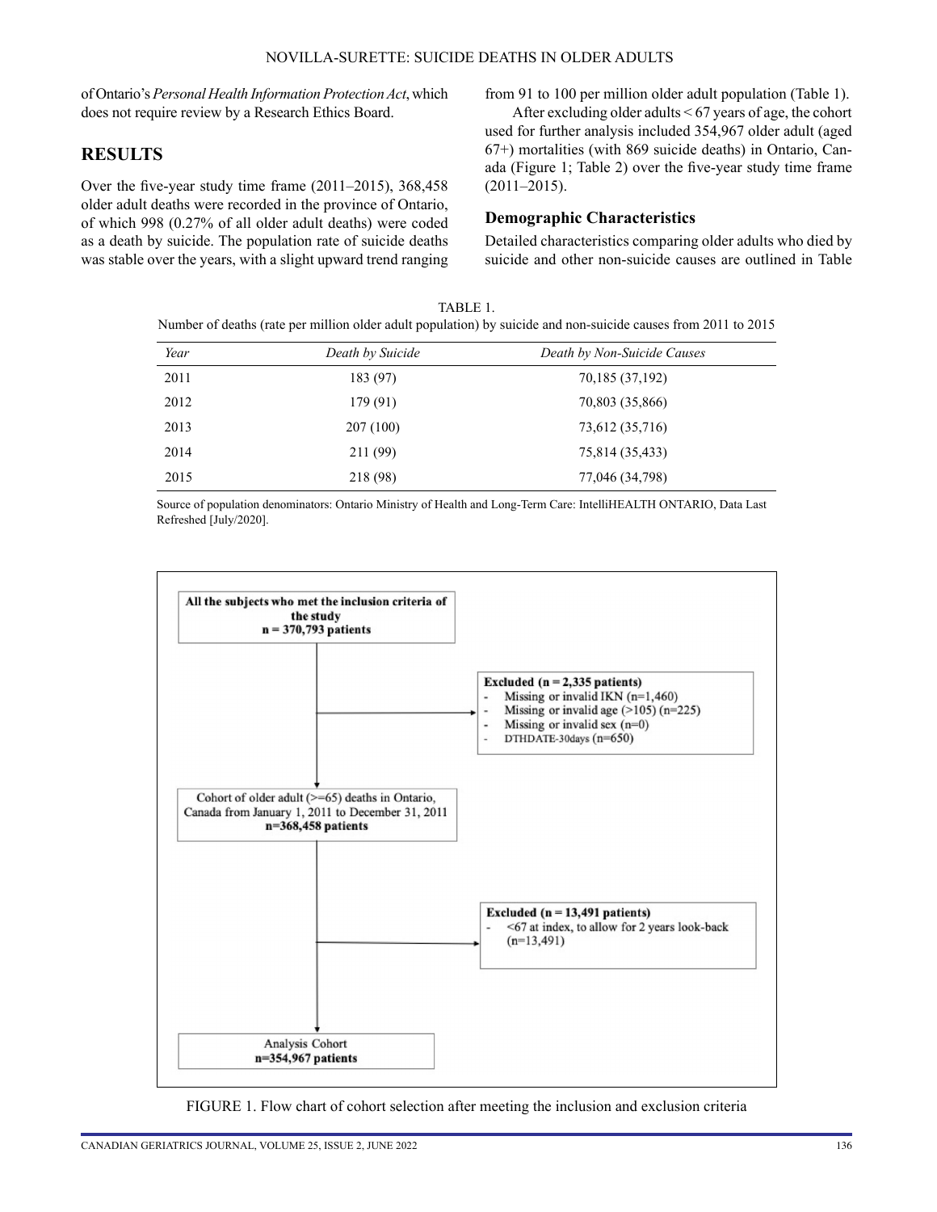of Ontario's *Personal Health Information Protection Act*, which does not require review by a Research Ethics Board.

## RESULTS

Over the five-year study time frame (2011–2015), 368,458 older adult deaths were recorded in the province of Ontario, of which 998 (0.27% of all older adult deaths) were coded as a death by suicide. The population rate of suicide deaths was stable over the years, with a slight upward trend ranging from 91 to 100 per million older adult population (Table 1).

After excluding older adults < 67 years of age, the cohort used for further analysis included 354,967 older adult (aged 67+) mortalities (with 869 suicide deaths) in Ontario, Canada (Figure 1; Table 2) over the five-year study time frame (2011–2015).

### Demographic Characteristics

Detailed characteristics comparing older adults who died by suicide and other non-suicide causes are outlined in Table

TABLE 1.
Number of deaths (rate per million older adult population) by suicide and non-suicide causes from 2011 to 2015

| *Year* | *Death by Suicide* | *Death by Non-Suicide Causes* |
|---|---|---|
| 2011 | 183 (97) | 70,185 (37,192) |
| 2012 | 179 (91) | 70,803 (35,866) |
| 2013 | 207 (100) | 73,612 (35,716) |
| 2014 | 211 (99) | 75,814 (35,433) |
| 2015 | 218 (98) | 77,046 (34,798) |

Source of population denominators: Ontario Ministry of Health and Long-Term Care: IntelliHEALTH ONTARIO, Data Last Refreshed [July/2020].

**All the subjects who met the inclusion criteria of the study**
**n = 370,793 patients**

**Excluded (n = 2,335 patients)**
- Missing or invalid IKN (n=1,460)
- Missing or invalid age (>105) (n=225)
- Missing or invalid sex (n=0)
- DTHDATE-30days (n=650)

Cohort of older adult (>=65) deaths in Ontario, Canada from January 1, 2011 to December 31, 2011
**n=368,458 patients**

**Excluded (n = 13,491 patients)**
- <67 at index, to allow for 2 years look-back (n=13,491)

Analysis Cohort
**n=354,967 patients**

FIGURE 1. Flow chart of cohort selection after meeting the inclusion and exclusion criteria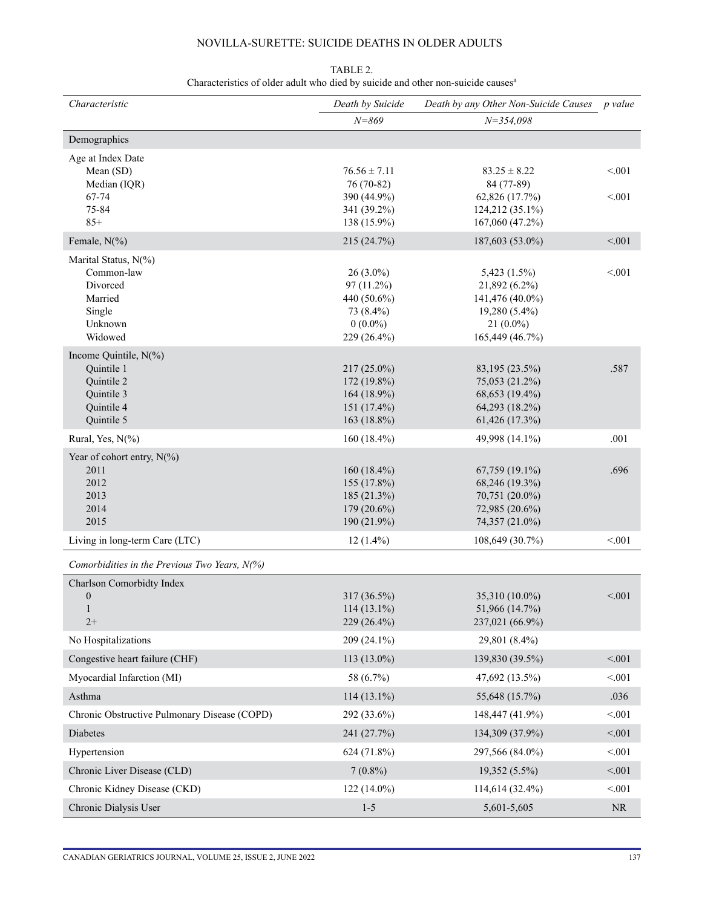TABLE 2.
Characteristics of older adult who died by suicide and other non-suicide causes[a]

| *Characteristic* | *Death by Suicide* | *Death by any Other Non-Suicide Causes* | *p value* |
|---|---|---|---|
| | *N=869* | *N=354,098* | |
| Demographics | | | |
| Age at Index Date | | | |
| Mean (SD) | 76.56 ± 7.11 | 83.25 ± 8.22 | <.001 |
| Median (IQR) | 76 (70-82) | 84 (77-89) | |
| 67-74 | 390 (44.9%) | 62,826 (17.7%) | <.001 |
| 75-84 | 341 (39.2%) | 124,212 (35.1%) | |
| 85+ | 138 (15.9%) | 167,060 (47.2%) | |
| Female, N(%) | 215 (24.7%) | 187,603 (53.0%) | <.001 |
| Marital Status, N(%) | | | |
| Common-law | 26 (3.0%) | 5,423 (1.5%) | <.001 |
| Divorced | 97 (11.2%) | 21,892 (6.2%) | |
| Married | 440 (50.6%) | 141,476 (40.0%) | |
| Single | 73 (8.4%) | 19,280 (5.4%) | |
| Unknown | 0 (0.0%) | 21 (0.0%) | |
| Widowed | 229 (26.4%) | 165,449 (46.7%) | |
| Income Quintile, N(%) | | | |
| Quintile 1 | 217 (25.0%) | 83,195 (23.5%) | .587 |
| Quintile 2 | 172 (19.8%) | 75,053 (21.2%) | |
| Quintile 3 | 164 (18.9%) | 68,653 (19.4%) | |
| Quintile 4 | 151 (17.4%) | 64,293 (18.2%) | |
| Quintile 5 | 163 (18.8%) | 61,426 (17.3%) | |
| Rural, Yes, N(%) | 160 (18.4%) | 49,998 (14.1%) | .001 |
| Year of cohort entry, N(%) | | | |
| 2011 | 160 (18.4%) | 67,759 (19.1%) | .696 |
| 2012 | 155 (17.8%) | 68,246 (19.3%) | |
| 2013 | 185 (21.3%) | 70,751 (20.0%) | |
| 2014 | 179 (20.6%) | 72,985 (20.6%) | |
| 2015 | 190 (21.9%) | 74,357 (21.0%) | |
| Living in long-term Care (LTC) | 12 (1.4%) | 108,649 (30.7%) | <.001 |
| *Comorbidities in the Previous Two Years, N(%)* | | | |
| Charlson Comorbidty Index | | | |
| 0 | 317 (36.5%) | 35,310 (10.0%) | <.001 |
| 1 | 114 (13.1%) | 51,966 (14.7%) | |
| 2+ | 229 (26.4%) | 237,021 (66.9%) | |
| No Hospitalizations | 209 (24.1%) | 29,801 (8.4%) | |
| Congestive heart failure (CHF) | 113 (13.0%) | 139,830 (39.5%) | <.001 |
| Myocardial Infarction (MI) | 58 (6.7%) | 47,692 (13.5%) | <.001 |
| Asthma | 114 (13.1%) | 55,648 (15.7%) | .036 |
| Chronic Obstructive Pulmonary Disease (COPD) | 292 (33.6%) | 148,447 (41.9%) | <.001 |
| Diabetes | 241 (27.7%) | 134,309 (37.9%) | <.001 |
| Hypertension | 624 (71.8%) | 297,566 (84.0%) | <.001 |
| Chronic Liver Disease (CLD) | 7 (0.8%) | 19,352 (5.5%) | <.001 |
| Chronic Kidney Disease (CKD) | 122 (14.0%) | 114,614 (32.4%) | <.001 |
| Chronic Dialysis User | 1-5 | 5,601-5,605 | NR |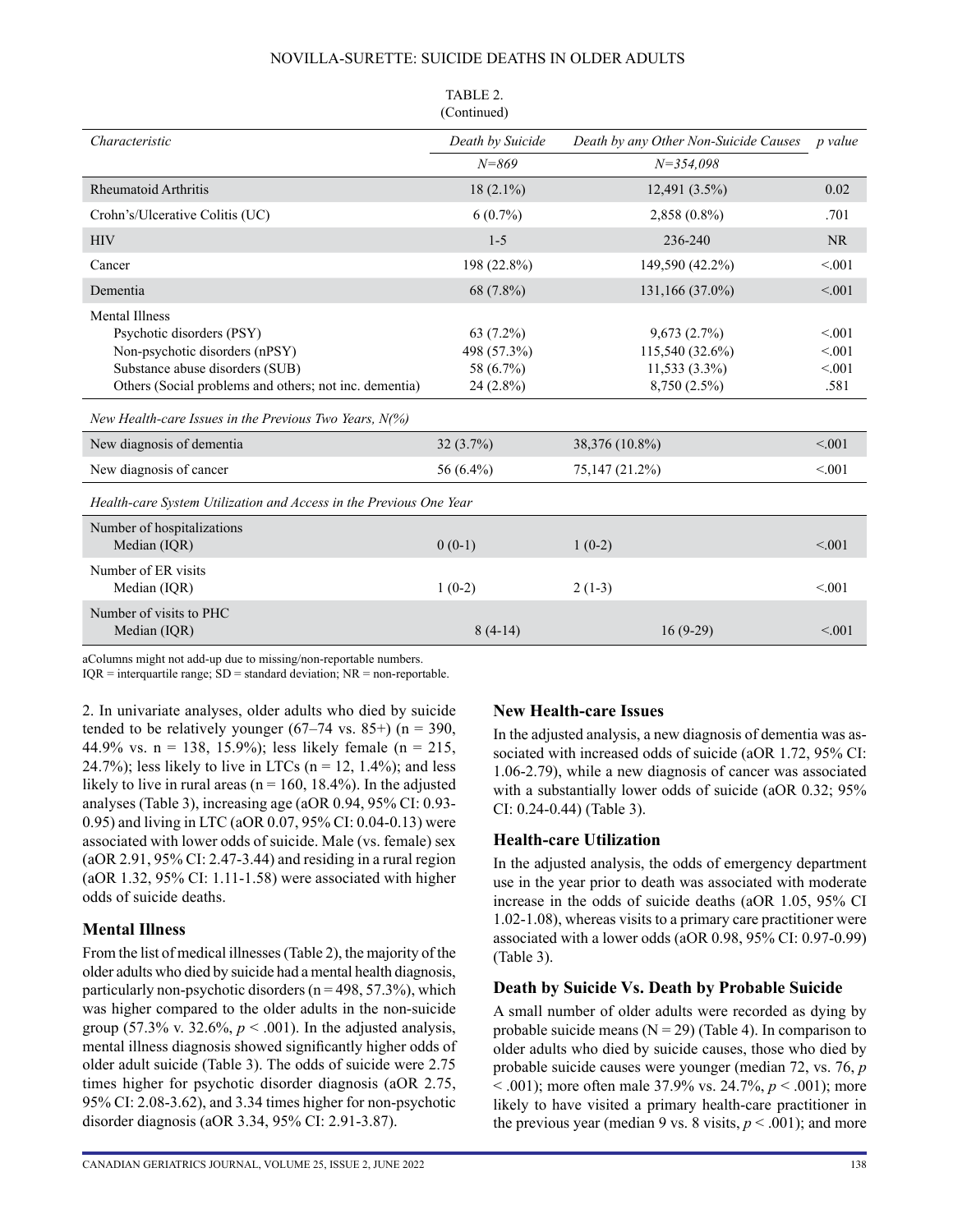TABLE 2.
(Continued)

| Characteristic | Death by Suicide | Death by any Other Non-Suicide Causes | p value |
|---|---|---|---|
| | N=869 | N=354,098 | |
| Rheumatoid Arthritis | 18 (2.1%) | 12,491 (3.5%) | 0.02 |
| Crohn's/Ulcerative Colitis (UC) | 6 (0.7%) | 2,858 (0.8%) | .701 |
| HIV | 1-5 | 236-240 | NR |
| Cancer | 198 (22.8%) | 149,590 (42.2%) | <.001 |
| Dementia | 68 (7.8%) | 131,166 (37.0%) | <.001 |
| Mental Illness | | | |
| Psychotic disorders (PSY) | 63 (7.2%) | 9,673 (2.7%) | <.001 |
| Non-psychotic disorders (nPSY) | 498 (57.3%) | 115,540 (32.6%) | <.001 |
| Substance abuse disorders (SUB) | 58 (6.7%) | 11,533 (3.3%) | <.001 |
| Others (Social problems and others; not inc. dementia) | 24 (2.8%) | 8,750 (2.5%) | .581 |
| *New Health-care Issues in the Previous Two Years, N(%)* | | | |
| New diagnosis of dementia | 32 (3.7%) | 38,376 (10.8%) | <.001 |
| New diagnosis of cancer | 56 (6.4%) | 75,147 (21.2%) | <.001 |
| *Health-care System Utilization and Access in the Previous One Year* | | | |
| Number of hospitalizations Median (IQR) | 0 (0-1) | 1 (0-2) | <.001 |
| Number of ER visits Median (IQR) | 1 (0-2) | 2 (1-3) | <.001 |
| Number of visits to PHC Median (IQR) | 8 (4-14) | 16 (9-29) | <.001 |

aColumns might not add-up due to missing/non-reportable numbers.
IQR = interquartile range; SD = standard deviation; NR = non-reportable.

2. In univariate analyses, older adults who died by suicide tended to be relatively younger (67–74 vs. 85+) (n = 390, 44.9% vs. n = 138, 15.9%); less likely female (n = 215, 24.7%); less likely to live in LTCs (n = 12, 1.4%); and less likely to live in rural areas (n = 160, 18.4%). In the adjusted analyses (Table 3), increasing age (aOR 0.94, 95% CI: 0.93-0.95) and living in LTC (aOR 0.07, 95% CI: 0.04-0.13) were associated with lower odds of suicide. Male (vs. female) sex (aOR 2.91, 95% CI: 2.47-3.44) and residing in a rural region (aOR 1.32, 95% CI: 1.11-1.58) were associated with higher odds of suicide deaths.

## Mental Illness

From the list of medical illnesses (Table 2), the majority of the older adults who died by suicide had a mental health diagnosis, particularly non-psychotic disorders (n = 498, 57.3%), which was higher compared to the older adults in the non-suicide group (57.3% v. 32.6%, $p < .001$). In the adjusted analysis, mental illness diagnosis showed significantly higher odds of older adult suicide (Table 3). The odds of suicide were 2.75 times higher for psychotic disorder diagnosis (aOR 2.75, 95% CI: 2.08-3.62), and 3.34 times higher for non-psychotic disorder diagnosis (aOR 3.34, 95% CI: 2.91-3.87).

## New Health-care Issues

In the adjusted analysis, a new diagnosis of dementia was associated with increased odds of suicide (aOR 1.72, 95% CI: 1.06-2.79), while a new diagnosis of cancer was associated with a substantially lower odds of suicide (aOR 0.32; 95% CI: 0.24-0.44) (Table 3).

## Health-care Utilization

In the adjusted analysis, the odds of emergency department use in the year prior to death was associated with moderate increase in the odds of suicide deaths (aOR 1.05, 95% CI 1.02-1.08), whereas visits to a primary care practitioner were associated with a lower odds (aOR 0.98, 95% CI: 0.97-0.99) (Table 3).

## Death by Suicide Vs. Death by Probable Suicide

A small number of older adults were recorded as dying by probable suicide means (N = 29) (Table 4). In comparison to older adults who died by suicide causes, those who died by probable suicide causes were younger (median 72, vs. 76, $p < .001$); more often male 37.9% vs. 24.7%, $p < .001$); more likely to have visited a primary health-care practitioner in the previous year (median 9 vs. 8 visits, $p < .001$); and more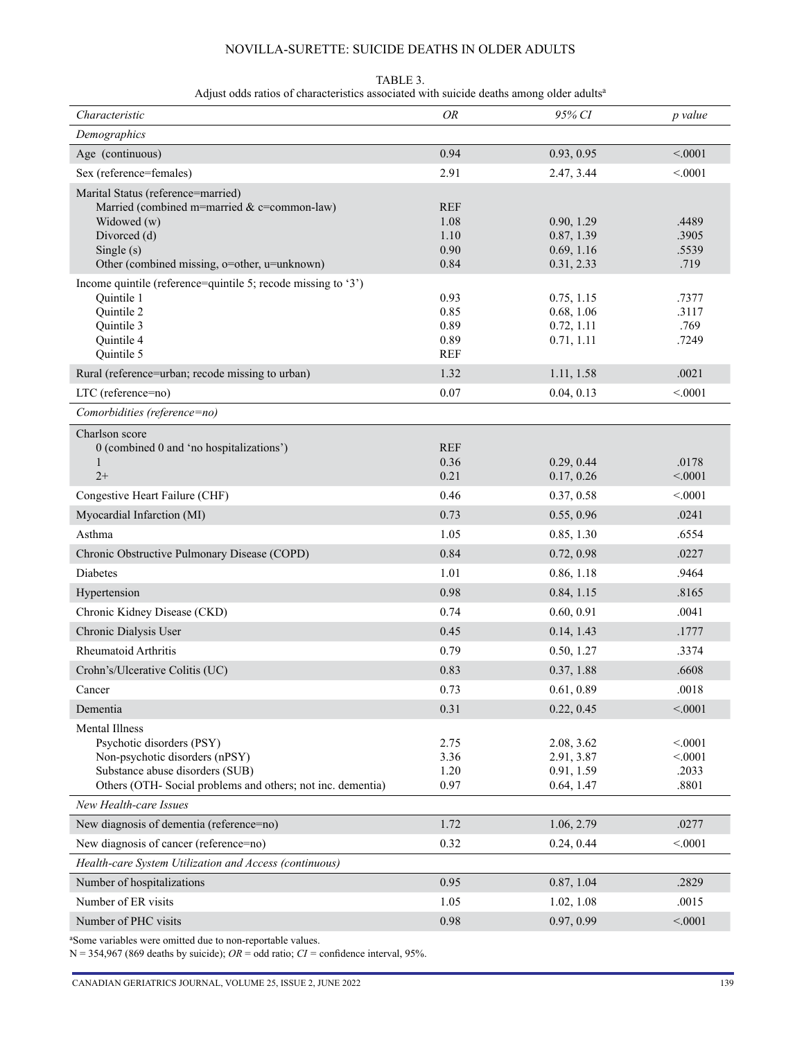TABLE 3.
Adjust odds ratios of characteristics associated with suicide deaths among older adults[a]

| *Characteristic* | *OR* | *95% CI* | *p value* |
|---|---|---|---|
| *Demographics* | | | |
| Age (continuous) | 0.94 | 0.93, 0.95 | <.0001 |
| Sex (reference=females) | 2.91 | 2.47, 3.44 | <.0001 |
| Marital Status (reference=married) | | | |
| Married (combined m=married & c=common-law) | REF | | |
| Widowed (w) | 1.08 | 0.90, 1.29 | .4489 |
| Divorced (d) | 1.10 | 0.87, 1.39 | .3905 |
| Single (s) | 0.90 | 0.69, 1.16 | .5539 |
| Other (combined missing, o=other, u=unknown) | 0.84 | 0.31, 2.33 | .719 |
| Income quintile (reference=quintile 5; recode missing to '3') | | | |
| Quintile 1 | 0.93 | 0.75, 1.15 | .7377 |
| Quintile 2 | 0.85 | 0.68, 1.06 | .3117 |
| Quintile 3 | 0.89 | 0.72, 1.11 | .769 |
| Quintile 4 | 0.89 | 0.71, 1.11 | .7249 |
| Quintile 5 | REF | | |
| Rural (reference=urban; recode missing to urban) | 1.32 | 1.11, 1.58 | .0021 |
| LTC (reference=no) | 0.07 | 0.04, 0.13 | <.0001 |
| *Comorbidities (reference=no)* | | | |
| Charlson score | | | |
| 0 (combined 0 and 'no hospitalizations') | REF | | |
| 1 | 0.36 | 0.29, 0.44 | .0178 |
| 2+ | 0.21 | 0.17, 0.26 | <.0001 |
| Congestive Heart Failure (CHF) | 0.46 | 0.37, 0.58 | <.0001 |
| Myocardial Infarction (MI) | 0.73 | 0.55, 0.96 | .0241 |
| Asthma | 1.05 | 0.85, 1.30 | .6554 |
| Chronic Obstructive Pulmonary Disease (COPD) | 0.84 | 0.72, 0.98 | .0227 |
| Diabetes | 1.01 | 0.86, 1.18 | .9464 |
| Hypertension | 0.98 | 0.84, 1.15 | .8165 |
| Chronic Kidney Disease (CKD) | 0.74 | 0.60, 0.91 | .0041 |
| Chronic Dialysis User | 0.45 | 0.14, 1.43 | .1777 |
| Rheumatoid Arthritis | 0.79 | 0.50, 1.27 | .3374 |
| Crohn's/Ulcerative Colitis (UC) | 0.83 | 0.37, 1.88 | .6608 |
| Cancer | 0.73 | 0.61, 0.89 | .0018 |
| Dementia | 0.31 | 0.22, 0.45 | <.0001 |
| Mental Illness | | | |
| Psychotic disorders (PSY) | 2.75 | 2.08, 3.62 | <.0001 |
| Non-psychotic disorders (nPSY) | 3.36 | 2.91, 3.87 | <.0001 |
| Substance abuse disorders (SUB) | 1.20 | 0.91, 1.59 | .2033 |
| Others (OTH- Social problems and others; not inc. dementia) | 0.97 | 0.64, 1.47 | .8801 |
| *New Health-care Issues* | | | |
| New diagnosis of dementia (reference=no) | 1.72 | 1.06, 2.79 | .0277 |
| New diagnosis of cancer (reference=no) | 0.32 | 0.24, 0.44 | <.0001 |
| *Health-care System Utilization and Access (continuous)* | | | |
| Number of hospitalizations | 0.95 | 0.87, 1.04 | .2829 |
| Number of ER visits | 1.05 | 1.02, 1.08 | .0015 |
| Number of PHC visits | 0.98 | 0.97, 0.99 | <.0001 |

[a]Some variables were omitted due to non-reportable values.
N = 354,967 (869 deaths by suicide); *OR* = odd ratio; *CI* = confidence interval, 95%.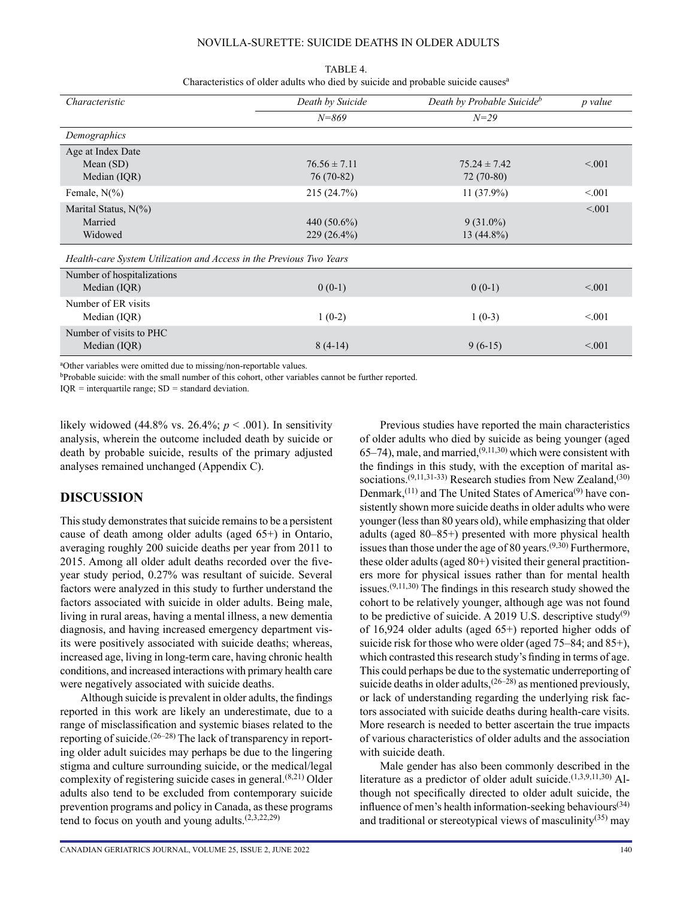TABLE 4.
Characteristics of older adults who died by suicide and probable suicide causes[a]

| *Characteristic* | *Death by Suicide* | *Death by Probable Suicide[b]* | *p value* |
|---|---|---|---|
| | *N=869* | *N=29* | |
| *Demographics* | | | |
| Age at Index Date | | | |
| Mean (SD) | 76.56 ± 7.11 | 75.24 ± 7.42 | <.001 |
| Median (IQR) | 76 (70-82) | 72 (70-80) | |
| Female, N(%) | 215 (24.7%) | 11 (37.9%) | <.001 |
| Marital Status, N(%) | | | <.001 |
| Married | 440 (50.6%) | 9 (31.0%) | |
| Widowed | 229 (26.4%) | 13 (44.8%) | |
| *Health-care System Utilization and Access in the Previous Two Years* | | | |
| Number of hospitalizations | | | |
| Median (IQR) | 0 (0-1) | 0 (0-1) | <.001 |
| Number of ER visits | | | |
| Median (IQR) | 1 (0-2) | 1 (0-3) | <.001 |
| Number of visits to PHC | | | |
| Median (IQR) | 8 (4-14) | 9 (6-15) | <.001 |

[a]Other variables were omitted due to missing/non-reportable values.
[b]Probable suicide: with the small number of this cohort, other variables cannot be further reported.
IQR = interquartile range; SD = standard deviation.

likely widowed (44.8% vs. 26.4%; $p < .001$). In sensitivity analysis, wherein the outcome included death by suicide or death by probable suicide, results of the primary adjusted analyses remained unchanged (Appendix C).

## DISCUSSION

This study demonstrates that suicide remains to be a persistent cause of death among older adults (aged 65+) in Ontario, averaging roughly 200 suicide deaths per year from 2011 to 2015. Among all older adult deaths recorded over the five-year study period, 0.27% was resultant of suicide. Several factors were analyzed in this study to further understand the factors associated with suicide in older adults. Being male, living in rural areas, having a mental illness, a new dementia diagnosis, and having increased emergency department visits were positively associated with suicide deaths; whereas, increased age, living in long-term care, having chronic health conditions, and increased interactions with primary health care were negatively associated with suicide deaths.

Although suicide is prevalent in older adults, the findings reported in this work are likely an underestimate, due to a range of misclassification and systemic biases related to the reporting of suicide.[(26–28)] The lack of transparency in reporting older adult suicides may perhaps be due to the lingering stigma and culture surrounding suicide, or the medical/legal complexity of registering suicide cases in general.[(8,21)] Older adults also tend to be excluded from contemporary suicide prevention programs and policy in Canada, as these programs tend to focus on youth and young adults.[(2,3,22,29)]

Previous studies have reported the main characteristics of older adults who died by suicide as being younger (aged 65–74), male, and married,[(9,11,30)] which were consistent with the findings in this study, with the exception of marital associations.[(9,11,31-33)] Research studies from New Zealand,[(30)] Denmark,[(11)] and The United States of America[(9)] have consistently shown more suicide deaths in older adults who were younger (less than 80 years old), while emphasizing that older adults (aged 80–85+) presented with more physical health issues than those under the age of 80 years.[(9,30)] Furthermore, these older adults (aged 80+) visited their general practitioners more for physical issues rather than for mental health issues.[(9,11,30)] The findings in this research study showed the cohort to be relatively younger, although age was not found to be predictive of suicide. A 2019 U.S. descriptive study[(9)] of 16,924 older adults (aged 65+) reported higher odds of suicide risk for those who were older (aged 75–84; and 85+), which contrasted this research study's finding in terms of age. This could perhaps be due to the systematic underreporting of suicide deaths in older adults,[(26–28)] as mentioned previously, or lack of understanding regarding the underlying risk factors associated with suicide deaths during health-care visits. More research is needed to better ascertain the true impacts of various characteristics of older adults and the association with suicide death.

Male gender has also been commonly described in the literature as a predictor of older adult suicide.[(1,3,9,11,30)] Although not specifically directed to older adult suicide, the influence of men's health information-seeking behaviours[(34)] and traditional or stereotypical views of masculinity[(35)] may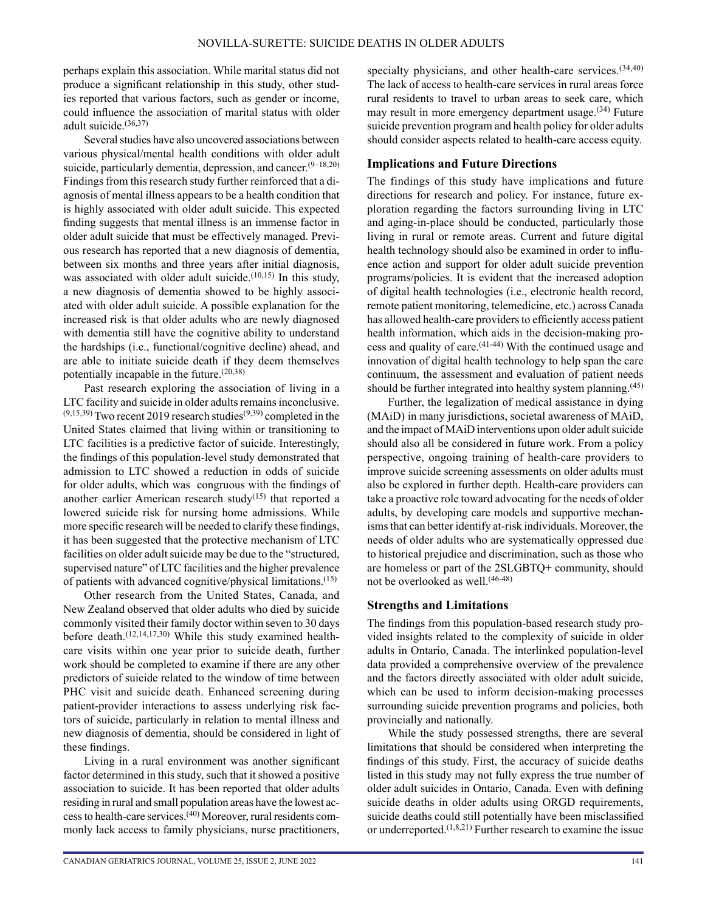perhaps explain this association. While marital status did not produce a significant relationship in this study, other studies reported that various factors, such as gender or income, could influence the association of marital status with older adult suicide.[36,37]

Several studies have also uncovered associations between various physical/mental health conditions with older adult suicide, particularly dementia, depression, and cancer.[9–18,20] Findings from this research study further reinforced that a diagnosis of mental illness appears to be a health condition that is highly associated with older adult suicide. This expected finding suggests that mental illness is an immense factor in older adult suicide that must be effectively managed. Previous research has reported that a new diagnosis of dementia, between six months and three years after initial diagnosis, was associated with older adult suicide.[10,15] In this study, a new diagnosis of dementia showed to be highly associated with older adult suicide. A possible explanation for the increased risk is that older adults who are newly diagnosed with dementia still have the cognitive ability to understand the hardships (i.e., functional/cognitive decline) ahead, and are able to initiate suicide death if they deem themselves potentially incapable in the future.[20,38]

Past research exploring the association of living in a LTC facility and suicide in older adults remains inconclusive.[9,15,39] Two recent 2019 research studies[9,39] completed in the United States claimed that living within or transitioning to LTC facilities is a predictive factor of suicide. Interestingly, the findings of this population-level study demonstrated that admission to LTC showed a reduction in odds of suicide for older adults, which was congruous with the findings of another earlier American research study[15] that reported a lowered suicide risk for nursing home admissions. While more specific research will be needed to clarify these findings, it has been suggested that the protective mechanism of LTC facilities on older adult suicide may be due to the "structured, supervised nature" of LTC facilities and the higher prevalence of patients with advanced cognitive/physical limitations.[15]

Other research from the United States, Canada, and New Zealand observed that older adults who died by suicide commonly visited their family doctor within seven to 30 days before death.[12,14,17,30] While this study examined health-care visits within one year prior to suicide death, further work should be completed to examine if there are any other predictors of suicide related to the window of time between PHC visit and suicide death. Enhanced screening during patient-provider interactions to assess underlying risk factors of suicide, particularly in relation to mental illness and new diagnosis of dementia, should be considered in light of these findings.

Living in a rural environment was another significant factor determined in this study, such that it showed a positive association to suicide. It has been reported that older adults residing in rural and small population areas have the lowest access to health-care services.[40] Moreover, rural residents commonly lack access to family physicians, nurse practitioners, specialty physicians, and other health-care services.[34,40] The lack of access to health-care services in rural areas force rural residents to travel to urban areas to seek care, which may result in more emergency department usage.[34] Future suicide prevention program and health policy for older adults should consider aspects related to health-care access equity.

## Implications and Future Directions

The findings of this study have implications and future directions for research and policy. For instance, future exploration regarding the factors surrounding living in LTC and aging-in-place should be conducted, particularly those living in rural or remote areas. Current and future digital health technology should also be examined in order to influence action and support for older adult suicide prevention programs/policies. It is evident that the increased adoption of digital health technologies (i.e., electronic health record, remote patient monitoring, telemedicine, etc.) across Canada has allowed health-care providers to efficiently access patient health information, which aids in the decision-making process and quality of care.[41-44] With the continued usage and innovation of digital health technology to help span the care continuum, the assessment and evaluation of patient needs should be further integrated into healthy system planning.[45]

Further, the legalization of medical assistance in dying (MAiD) in many jurisdictions, societal awareness of MAiD, and the impact of MAiD interventions upon older adult suicide should also all be considered in future work. From a policy perspective, ongoing training of health-care providers to improve suicide screening assessments on older adults must also be explored in further depth. Health-care providers can take a proactive role toward advocating for the needs of older adults, by developing care models and supportive mechanisms that can better identify at-risk individuals. Moreover, the needs of older adults who are systematically oppressed due to historical prejudice and discrimination, such as those who are homeless or part of the 2SLGBTQ+ community, should not be overlooked as well.[46-48]

## Strengths and Limitations

The findings from this population-based research study provided insights related to the complexity of suicide in older adults in Ontario, Canada. The interlinked population-level data provided a comprehensive overview of the prevalence and the factors directly associated with older adult suicide, which can be used to inform decision-making processes surrounding suicide prevention programs and policies, both provincially and nationally.

While the study possessed strengths, there are several limitations that should be considered when interpreting the findings of this study. First, the accuracy of suicide deaths listed in this study may not fully express the true number of older adult suicides in Ontario, Canada. Even with defining suicide deaths in older adults using ORGD requirements, suicide deaths could still potentially have been misclassified or underreported.[1,8,21] Further research to examine the issue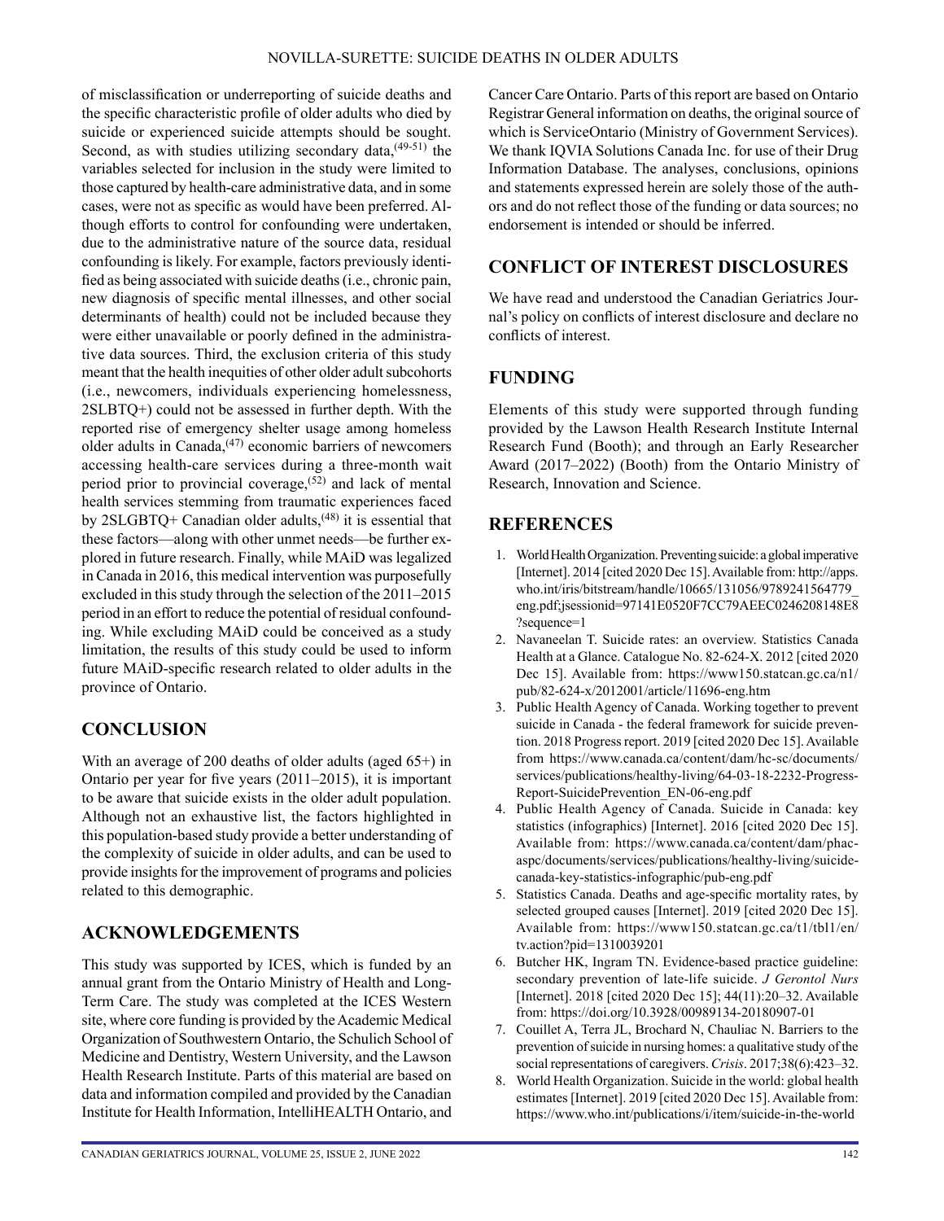of misclassification or underreporting of suicide deaths and the specific characteristic profile of older adults who died by suicide or experienced suicide attempts should be sought. Second, as with studies utilizing secondary data,[49-51] the variables selected for inclusion in the study were limited to those captured by health-care administrative data, and in some cases, were not as specific as would have been preferred. Although efforts to control for confounding were undertaken, due to the administrative nature of the source data, residual confounding is likely. For example, factors previously identified as being associated with suicide deaths (i.e., chronic pain, new diagnosis of specific mental illnesses, and other social determinants of health) could not be included because they were either unavailable or poorly defined in the administrative data sources. Third, the exclusion criteria of this study meant that the health inequities of other older adult subcohorts (i.e., newcomers, individuals experiencing homelessness, 2SLBTQ+) could not be assessed in further depth. With the reported rise of emergency shelter usage among homeless older adults in Canada,[47] economic barriers of newcomers accessing health-care services during a three-month wait period prior to provincial coverage,[52] and lack of mental health services stemming from traumatic experiences faced by 2SLGBTQ+ Canadian older adults,[48] it is essential that these factors—along with other unmet needs—be further explored in future research. Finally, while MAiD was legalized in Canada in 2016, this medical intervention was purposefully excluded in this study through the selection of the 2011–2015 period in an effort to reduce the potential of residual confounding. While excluding MAiD could be conceived as a study limitation, the results of this study could be used to inform future MAiD-specific research related to older adults in the province of Ontario.

## CONCLUSION

With an average of 200 deaths of older adults (aged 65+) in Ontario per year for five years (2011–2015), it is important to be aware that suicide exists in the older adult population. Although not an exhaustive list, the factors highlighted in this population-based study provide a better understanding of the complexity of suicide in older adults, and can be used to provide insights for the improvement of programs and policies related to this demographic.

## ACKNOWLEDGEMENTS

This study was supported by ICES, which is funded by an annual grant from the Ontario Ministry of Health and Long-Term Care. The study was completed at the ICES Western site, where core funding is provided by the Academic Medical Organization of Southwestern Ontario, the Schulich School of Medicine and Dentistry, Western University, and the Lawson Health Research Institute. Parts of this material are based on data and information compiled and provided by the Canadian Institute for Health Information, IntelliHEALTH Ontario, and Cancer Care Ontario. Parts of this report are based on Ontario Registrar General information on deaths, the original source of which is ServiceOntario (Ministry of Government Services). We thank IQVIA Solutions Canada Inc. for use of their Drug Information Database. The analyses, conclusions, opinions and statements expressed herein are solely those of the authors and do not reflect those of the funding or data sources; no endorsement is intended or should be inferred.

## CONFLICT OF INTEREST DISCLOSURES

We have read and understood the Canadian Geriatrics Journal's policy on conflicts of interest disclosure and declare no conflicts of interest.

## FUNDING

Elements of this study were supported through funding provided by the Lawson Health Research Institute Internal Research Fund (Booth); and through an Early Researcher Award (2017–2022) (Booth) from the Ontario Ministry of Research, Innovation and Science.

## REFERENCES

1. World Health Organization. Preventing suicide: a global imperative [Internet]. 2014 [cited 2020 Dec 15]. Available from: http://apps.who.int/iris/bitstream/handle/10665/131056/9789241564779_eng.pdf;jsessionid=97141E0520F7CC79AEEC0246208148E8?sequence=1
2. Navaneelan T. Suicide rates: an overview. Statistics Canada Health at a Glance. Catalogue No. 82-624-X. 2012 [cited 2020 Dec 15]. Available from: https://www150.statcan.gc.ca/n1/pub/82-624-x/2012001/article/11696-eng.htm
3. Public Health Agency of Canada. Working together to prevent suicide in Canada - the federal framework for suicide prevention. 2018 Progress report. 2019 [cited 2020 Dec 15]. Available from https://www.canada.ca/content/dam/hc-sc/documents/services/publications/healthy-living/64-03-18-2232-Progress-Report-SuicidePrevention_EN-06-eng.pdf
4. Public Health Agency of Canada. Suicide in Canada: key statistics (infographics) [Internet]. 2016 [cited 2020 Dec 15]. Available from: https://www.canada.ca/content/dam/phac-aspc/documents/services/publications/healthy-living/suicide-canada-key-statistics-infographic/pub-eng.pdf
5. Statistics Canada. Deaths and age-specific mortality rates, by selected grouped causes [Internet]. 2019 [cited 2020 Dec 15]. Available from: https://www150.statcan.gc.ca/t1/tbl1/en/tv.action?pid=1310039201
6. Butcher HK, Ingram TN. Evidence-based practice guideline: secondary prevention of late-life suicide. *J Gerontol Nurs* [Internet]. 2018 [cited 2020 Dec 15]; 44(11):20–32. Available from: https://doi.org/10.3928/00989134-20180907-01
7. Couillet A, Terra JL, Brochard N, Chauliac N. Barriers to the prevention of suicide in nursing homes: a qualitative study of the social representations of caregivers. *Crisis*. 2017;38(6):423–32.
8. World Health Organization. Suicide in the world: global health estimates [Internet]. 2019 [cited 2020 Dec 15]. Available from: https://www.who.int/publications/i/item/suicide-in-the-world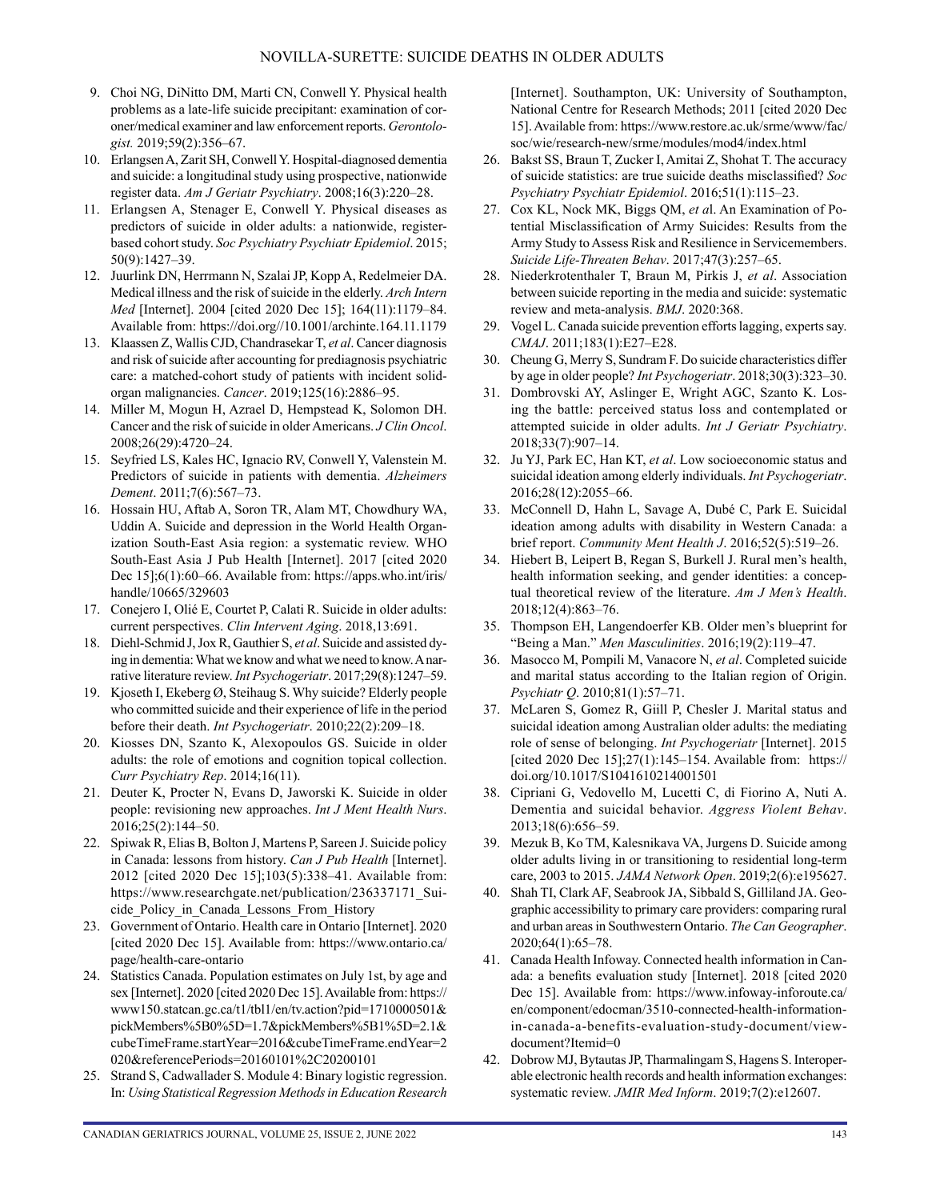9. Choi NG, DiNitto DM, Marti CN, Conwell Y. Physical health problems as a late-life suicide precipitant: examination of coroner/medical examiner and law enforcement reports. *Gerontologist.* 2019;59(2):356–67.
10. Erlangsen A, Zarit SH, Conwell Y. Hospital-diagnosed dementia and suicide: a longitudinal study using prospective, nationwide register data. *Am J Geriatr Psychiatry*. 2008;16(3):220–28.
11. Erlangsen A, Stenager E, Conwell Y. Physical diseases as predictors of suicide in older adults: a nationwide, register-based cohort study. *Soc Psychiatry Psychiatr Epidemiol*. 2015; 50(9):1427–39.
12. Juurlink DN, Herrmann N, Szalai JP, Kopp A, Redelmeier DA. Medical illness and the risk of suicide in the elderly. *Arch Intern Med* [Internet]. 2004 [cited 2020 Dec 15]; 164(11):1179–84. Available from: https://doi.org//10.1001/archinte.164.11.1179
13. Klaassen Z, Wallis CJD, Chandrasekar T, *et al*. Cancer diagnosis and risk of suicide after accounting for prediagnosis psychiatric care: a matched-cohort study of patients with incident solid-organ malignancies. *Cancer*. 2019;125(16):2886–95.
14. Miller M, Mogun H, Azrael D, Hempstead K, Solomon DH. Cancer and the risk of suicide in older Americans. *J Clin Oncol*. 2008;26(29):4720–24.
15. Seyfried LS, Kales HC, Ignacio RV, Conwell Y, Valenstein M. Predictors of suicide in patients with dementia. *Alzheimers Dement*. 2011;7(6):567–73.
16. Hossain HU, Aftab A, Soron TR, Alam MT, Chowdhury WA, Uddin A. Suicide and depression in the World Health Organization South-East Asia region: a systematic review. WHO South-East Asia J Pub Health [Internet]. 2017 [cited 2020 Dec 15];6(1):60–66. Available from: https://apps.who.int/iris/handle/10665/329603
17. Conejero I, Olié E, Courtet P, Calati R. Suicide in older adults: current perspectives. *Clin Intervent Aging*. 2018,13:691.
18. Diehl-Schmid J, Jox R, Gauthier S, *et al*. Suicide and assisted dying in dementia: What we know and what we need to know. A narrative literature review. *Int Psychogeriatr*. 2017;29(8):1247–59.
19. Kjoseth I, Ekeberg Ø, Steihaug S. Why suicide? Elderly people who committed suicide and their experience of life in the period before their death. *Int Psychogeriatr*. 2010;22(2):209–18.
20. Kiosses DN, Szanto K, Alexopoulos GS. Suicide in older adults: the role of emotions and cognition topical collection. *Curr Psychiatry Rep*. 2014;16(11).
21. Deuter K, Procter N, Evans D, Jaworski K. Suicide in older people: revisioning new approaches. *Int J Ment Health Nurs*. 2016;25(2):144–50.
22. Spiwak R, Elias B, Bolton J, Martens P, Sareen J. Suicide policy in Canada: lessons from history. *Can J Pub Health* [Internet]. 2012 [cited 2020 Dec 15];103(5):338–41. Available from: https://www.researchgate.net/publication/236337171_Suicide_Policy_in_Canada_Lessons_From_History
23. Government of Ontario. Health care in Ontario [Internet]. 2020 [cited 2020 Dec 15]. Available from: https://www.ontario.ca/page/health-care-ontario
24. Statistics Canada. Population estimates on July 1st, by age and sex [Internet]. 2020 [cited 2020 Dec 15]. Available from: https://www150.statcan.gc.ca/t1/tbl1/en/tv.action?pid=1710000501&pickMembers%5B0%5D=1.7&pickMembers%5B1%5D=2.1&cubeTimeFrame.startYear=2016&cubeTimeFrame.endYear=2020&referencePeriods=20160101%2C20200101
25. Strand S, Cadwallader S. Module 4: Binary logistic regression. In: *Using Statistical Regression Methods in Education Research* [Internet]. Southampton, UK: University of Southampton, National Centre for Research Methods; 2011 [cited 2020 Dec 15]. Available from: https://www.restore.ac.uk/srme/www/fac/soc/wie/research-new/srme/modules/mod4/index.html
26. Bakst SS, Braun T, Zucker I, Amitai Z, Shohat T. The accuracy of suicide statistics: are true suicide deaths misclassified? *Soc Psychiatry Psychiatr Epidemiol*. 2016;51(1):115–23.
27. Cox KL, Nock MK, Biggs QM, *et a*l. An Examination of Potential Misclassification of Army Suicides: Results from the Army Study to Assess Risk and Resilience in Servicemembers. *Suicide Life-Threaten Behav*. 2017;47(3):257–65.
28. Niederkrotenthaler T, Braun M, Pirkis J, *et al*. Association between suicide reporting in the media and suicide: systematic review and meta-analysis. *BMJ*. 2020:368.
29. Vogel L. Canada suicide prevention efforts lagging, experts say. *CMAJ*. 2011;183(1):E27–E28.
30. Cheung G, Merry S, Sundram F. Do suicide characteristics differ by age in older people? *Int Psychogeriatr*. 2018;30(3):323–30.
31. Dombrovski AY, Aslinger E, Wright AGC, Szanto K. Losing the battle: perceived status loss and contemplated or attempted suicide in older adults. *Int J Geriatr Psychiatry*. 2018;33(7):907–14.
32. Ju YJ, Park EC, Han KT, *et al*. Low socioeconomic status and suicidal ideation among elderly individuals. *Int Psychogeriatr*. 2016;28(12):2055–66.
33. McConnell D, Hahn L, Savage A, Dubé C, Park E. Suicidal ideation among adults with disability in Western Canada: a brief report. *Community Ment Health J*. 2016;52(5):519–26.
34. Hiebert B, Leipert B, Regan S, Burkell J. Rural men's health, health information seeking, and gender identities: a conceptual theoretical review of the literature. *Am J Men's Health*. 2018;12(4):863–76.
35. Thompson EH, Langendoerfer KB. Older men's blueprint for "Being a Man." *Men Masculinities*. 2016;19(2):119–47.
36. Masocco M, Pompili M, Vanacore N, *et al*. Completed suicide and marital status according to the Italian region of Origin. *Psychiatr Q*. 2010;81(1):57–71.
37. McLaren S, Gomez R, Giill P, Chesler J. Marital status and suicidal ideation among Australian older adults: the mediating role of sense of belonging. *Int Psychogeriatr* [Internet]. 2015 [cited 2020 Dec 15];27(1):145–154. Available from: https://doi.org/10.1017/S1041610214001501
38. Cipriani G, Vedovello M, Lucetti C, di Fiorino A, Nuti A. Dementia and suicidal behavior. *Aggress Violent Behav*. 2013;18(6):656–59.
39. Mezuk B, Ko TM, Kalesnikava VA, Jurgens D. Suicide among older adults living in or transitioning to residential long-term care, 2003 to 2015. *JAMA Network Open*. 2019;2(6):e195627.
40. Shah TI, Clark AF, Seabrook JA, Sibbald S, Gilliland JA. Geographic accessibility to primary care providers: comparing rural and urban areas in Southwestern Ontario. *The Can Geographer*. 2020;64(1):65–78.
41. Canada Health Infoway. Connected health information in Canada: a benefits evaluation study [Internet]. 2018 [cited 2020 Dec 15]. Available from: https://www.infoway-inforoute.ca/en/component/edocman/3510-connected-health-information-in-canada-a-benefits-evaluation-study-document/view-document?Itemid=0
42. Dobrow MJ, Bytautas JP, Tharmalingam S, Hagens S. Interoperable electronic health records and health information exchanges: systematic review. *JMIR Med Inform*. 2019;7(2):e12607.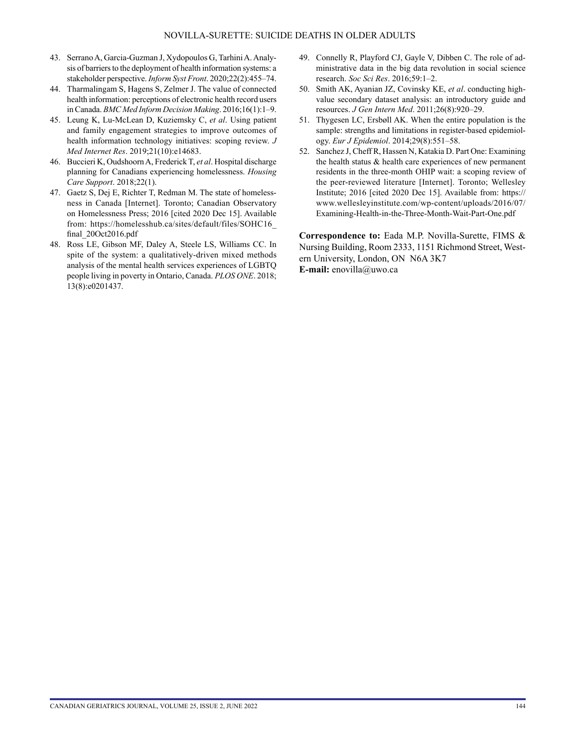43. Serrano A, Garcia-Guzman J, Xydopoulos G, Tarhini A. Analysis of barriers to the deployment of health information systems: a stakeholder perspective. *Inform Syst Front*. 2020;22(2):455–74.
44. Tharmalingam S, Hagens S, Zelmer J. The value of connected health information: perceptions of electronic health record users in Canada. *BMC Med Inform Decision Making*. 2016;16(1):1–9.
45. Leung K, Lu-McLean D, Kuziemsky C, *et al*. Using patient and family engagement strategies to improve outcomes of health information technology initiatives: scoping review. *J Med Internet Res*. 2019;21(10):e14683.
46. Buccieri K, Oudshoorn A, Frederick T, *et al*. Hospital discharge planning for Canadians experiencing homelessness. *Housing Care Support*. 2018;22(1).
47. Gaetz S, Dej E, Richter T, Redman M. The state of homelessness in Canada [Internet]. Toronto; Canadian Observatory on Homelessness Press; 2016 [cited 2020 Dec 15]. Available from: https://homelesshub.ca/sites/default/files/SOHC16_final_20Oct2016.pdf
48. Ross LE, Gibson MF, Daley A, Steele LS, Williams CC. In spite of the system: a qualitatively-driven mixed methods analysis of the mental health services experiences of LGBTQ people living in poverty in Ontario, Canada. *PLOS ONE*. 2018; 13(8):e0201437.
49. Connelly R, Playford CJ, Gayle V, Dibben C. The role of administrative data in the big data revolution in social science research. *Soc Sci Res*. 2016;59:1–2.
50. Smith AK, Ayanian JZ, Covinsky KE, *et al*. conducting high-value secondary dataset analysis: an introductory guide and resources. *J Gen Intern Med*. 2011;26(8):920–29.
51. Thygesen LC, Ersbøll AK. When the entire population is the sample: strengths and limitations in register-based epidemiology. *Eur J Epidemiol*. 2014;29(8):551–58.
52. Sanchez J, Cheff R, Hassen N, Katakia D. Part One: Examining the health status & health care experiences of new permanent residents in the three-month OHIP wait: a scoping review of the peer-reviewed literature [Internet]. Toronto; Wellesley Institute; 2016 [cited 2020 Dec 15]. Available from: https://www.wellesleyinstitute.com/wp-content/uploads/2016/07/Examining-Health-in-the-Three-Month-Wait-Part-One.pdf

**Correspondence to:** Eada M.P. Novilla-Surette, FIMS & Nursing Building, Room 2333, 1151 Richmond Street, Western University, London, ON N6A 3K7
**E-mail:** enovilla@uwo.ca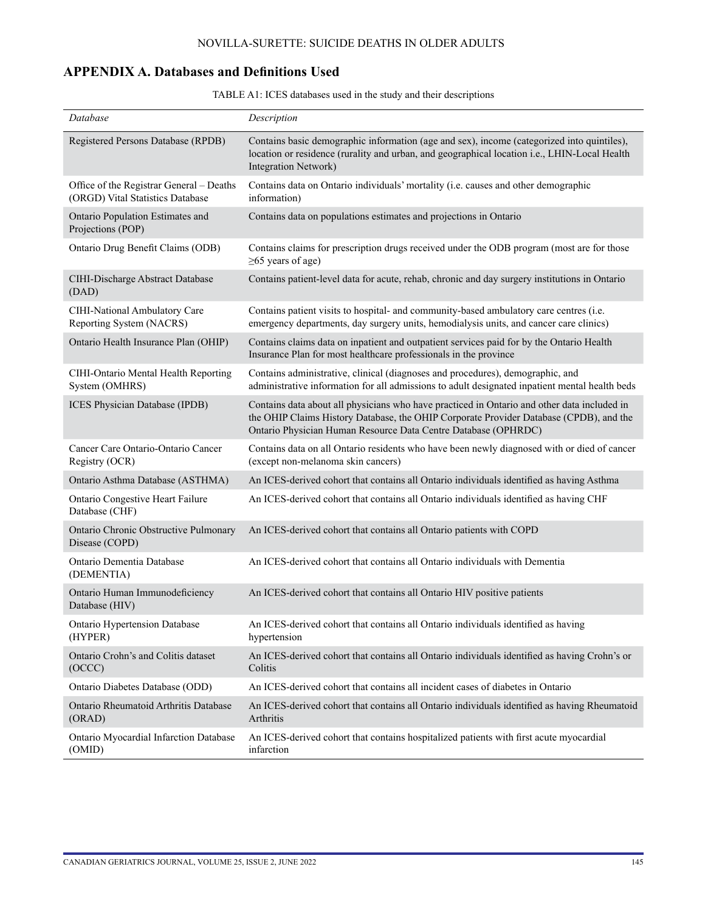## APPENDIX A. Databases and Definitions Used

TABLE A1: ICES databases used in the study and their descriptions

| *Database* | *Description* |
|---|---|
| Registered Persons Database (RPDB) | Contains basic demographic information (age and sex), income (categorized into quintiles), location or residence (rurality and urban, and geographical location i.e., LHIN-Local Health Integration Network) |
| Office of the Registrar General – Deaths (ORGD) Vital Statistics Database | Contains data on Ontario individuals' mortality (i.e. causes and other demographic information) |
| Ontario Population Estimates and Projections (POP) | Contains data on populations estimates and projections in Ontario |
| Ontario Drug Benefit Claims (ODB) | Contains claims for prescription drugs received under the ODB program (most are for those ≥65 years of age) |
| CIHI-Discharge Abstract Database (DAD) | Contains patient-level data for acute, rehab, chronic and day surgery institutions in Ontario |
| CIHI-National Ambulatory Care Reporting System (NACRS) | Contains patient visits to hospital- and community-based ambulatory care centres (i.e. emergency departments, day surgery units, hemodialysis units, and cancer care clinics) |
| Ontario Health Insurance Plan (OHIP) | Contains claims data on inpatient and outpatient services paid for by the Ontario Health Insurance Plan for most healthcare professionals in the province |
| CIHI-Ontario Mental Health Reporting System (OMHRS) | Contains administrative, clinical (diagnoses and procedures), demographic, and administrative information for all admissions to adult designated inpatient mental health beds |
| ICES Physician Database (IPDB) | Contains data about all physicians who have practiced in Ontario and other data included in the OHIP Claims History Database, the OHIP Corporate Provider Database (CPDB), and the Ontario Physician Human Resource Data Centre Database (OPHRDC) |
| Cancer Care Ontario-Ontario Cancer Registry (OCR) | Contains data on all Ontario residents who have been newly diagnosed with or died of cancer (except non-melanoma skin cancers) |
| Ontario Asthma Database (ASTHMA) | An ICES-derived cohort that contains all Ontario individuals identified as having Asthma |
| Ontario Congestive Heart Failure Database (CHF) | An ICES-derived cohort that contains all Ontario individuals identified as having CHF |
| Ontario Chronic Obstructive Pulmonary Disease (COPD) | An ICES-derived cohort that contains all Ontario patients with COPD |
| Ontario Dementia Database (DEMENTIA) | An ICES-derived cohort that contains all Ontario individuals with Dementia |
| Ontario Human Immunodeficiency Database (HIV) | An ICES-derived cohort that contains all Ontario HIV positive patients |
| Ontario Hypertension Database (HYPER) | An ICES-derived cohort that contains all Ontario individuals identified as having hypertension |
| Ontario Crohn's and Colitis dataset (OCCC) | An ICES-derived cohort that contains all Ontario individuals identified as having Crohn's or Colitis |
| Ontario Diabetes Database (ODD) | An ICES-derived cohort that contains all incident cases of diabetes in Ontario |
| Ontario Rheumatoid Arthritis Database (ORAD) | An ICES-derived cohort that contains all Ontario individuals identified as having Rheumatoid Arthritis |
| Ontario Myocardial Infarction Database (OMID) | An ICES-derived cohort that contains hospitalized patients with first acute myocardial infarction |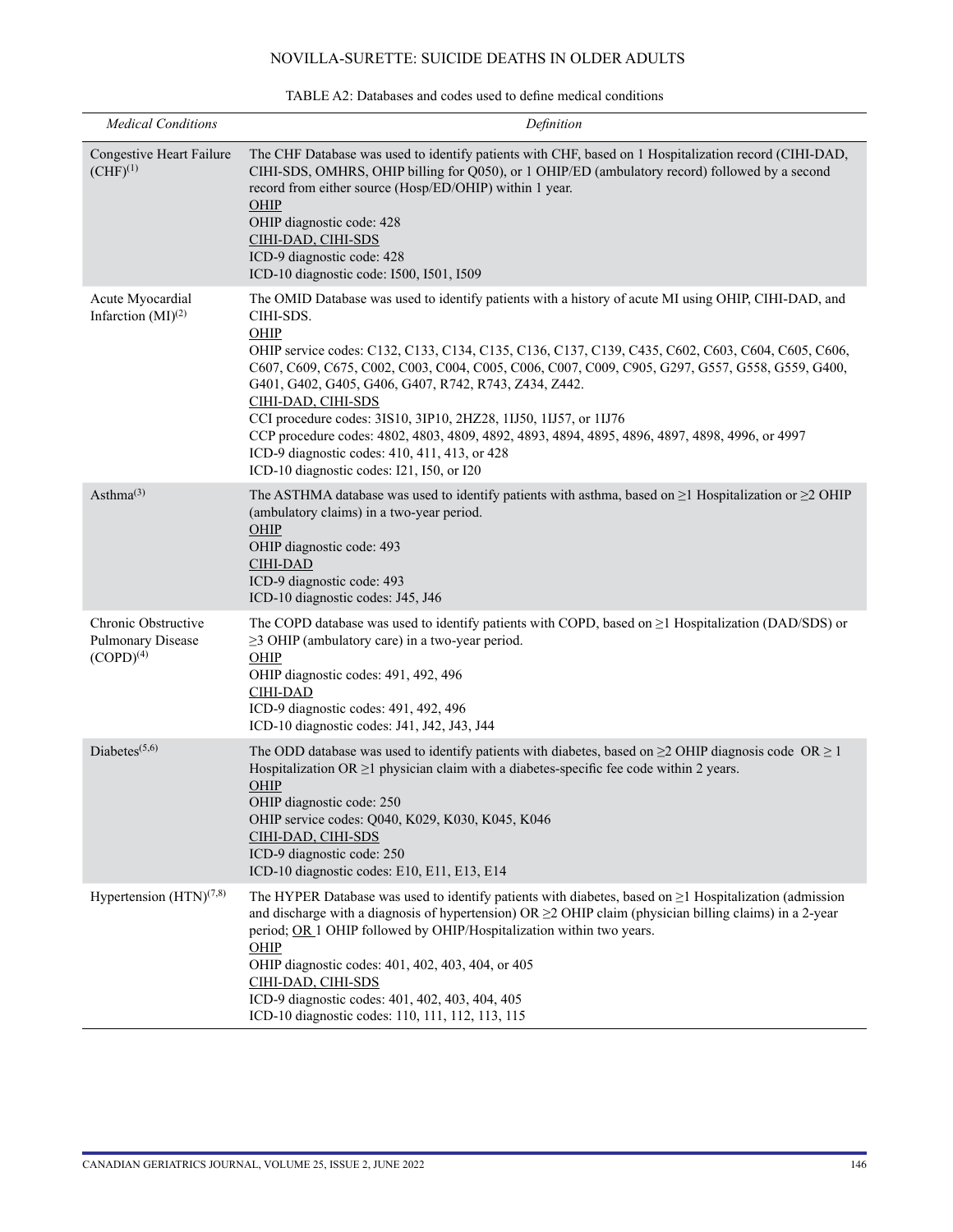TABLE A2: Databases and codes used to define medical conditions

| *Medical Conditions* | *Definition* |
| --- | --- |
| Congestive Heart Failure (CHF)[1] | The CHF Database was used to identify patients with CHF, based on 1 Hospitalization record (CIHI-DAD, CIHI-SDS, OMHRS, OHIP billing for Q050), or 1 OHIP/ED (ambulatory record) followed by a second record from either source (Hosp/ED/OHIP) within 1 year.<br>OHIP<br>OHIP diagnostic code: 428<br>CIHI-DAD, CIHI-SDS<br>ICD-9 diagnostic code: 428<br>ICD-10 diagnostic code: I500, I501, I509 |
| Acute Myocardial Infarction (MI)[2] | The OMID Database was used to identify patients with a history of acute MI using OHIP, CIHI-DAD, and CIHI-SDS.<br>OHIP<br>OHIP service codes: C132, C133, C134, C135, C136, C137, C139, C435, C602, C603, C604, C605, C606, C607, C609, C675, C002, C003, C004, C005, C006, C007, C009, C905, G297, G557, G558, G559, G400, G401, G402, G405, G406, G407, R742, R743, Z434, Z442.<br>CIHI-DAD, CIHI-SDS<br>CCI procedure codes: 3IS10, 3IP10, 2HZ28, 1IJ50, 1IJ57, or 1IJ76<br>CCP procedure codes: 4802, 4803, 4809, 4892, 4893, 4894, 4895, 4896, 4897, 4898, 4996, or 4997<br>ICD-9 diagnostic codes: 410, 411, 413, or 428<br>ICD-10 diagnostic codes: I21, I50, or I20 |
| Asthma[3] | The ASTHMA database was used to identify patients with asthma, based on ≥1 Hospitalization or ≥2 OHIP (ambulatory claims) in a two-year period.<br>OHIP<br>OHIP diagnostic code: 493<br>CIHI-DAD<br>ICD-9 diagnostic code: 493<br>ICD-10 diagnostic codes: J45, J46 |
| Chronic Obstructive Pulmonary Disease (COPD)[4] | The COPD database was used to identify patients with COPD, based on ≥1 Hospitalization (DAD/SDS) or ≥3 OHIP (ambulatory care) in a two-year period.<br>OHIP<br>OHIP diagnostic codes: 491, 492, 496<br>CIHI-DAD<br>ICD-9 diagnostic codes: 491, 492, 496<br>ICD-10 diagnostic codes: J41, J42, J43, J44 |
| Diabetes[5,6] | The ODD database was used to identify patients with diabetes, based on ≥2 OHIP diagnosis code OR ≥ 1 Hospitalization OR ≥1 physician claim with a diabetes-specific fee code within 2 years.<br>OHIP<br>OHIP diagnostic code: 250<br>OHIP service codes: Q040, K029, K030, K045, K046<br>CIHI-DAD, CIHI-SDS<br>ICD-9 diagnostic code: 250<br>ICD-10 diagnostic codes: E10, E11, E13, E14 |
| Hypertension (HTN)[7,8] | The HYPER Database was used to identify patients with diabetes, based on ≥1 Hospitalization (admission and discharge with a diagnosis of hypertension) OR ≥2 OHIP claim (physician billing claims) in a 2-year period; OR 1 OHIP followed by OHIP/Hospitalization within two years.<br>OHIP<br>OHIP diagnostic codes: 401, 402, 403, 404, or 405<br>CIHI-DAD, CIHI-SDS<br>ICD-9 diagnostic codes: 401, 402, 403, 404, 405<br>ICD-10 diagnostic codes: 110, 111, 112, 113, 115 |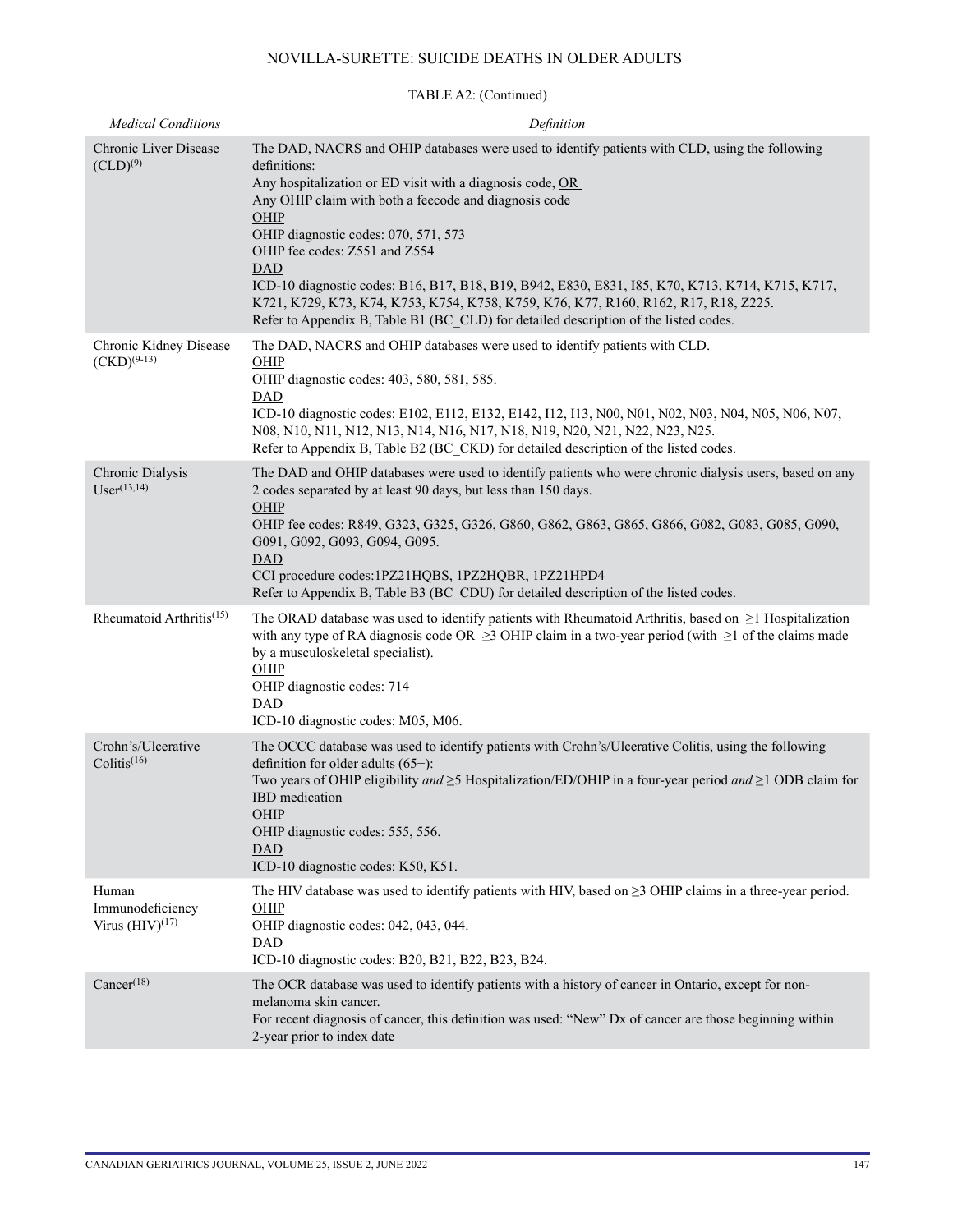TABLE A2: (Continued)

| *Medical Conditions* | *Definition* |
|---|---|
| Chronic Liver Disease (CLD)[9] | The DAD, NACRS and OHIP databases were used to identify patients with CLD, using the following definitions:<br>Any hospitalization or ED visit with a diagnosis code, OR<br>Any OHIP claim with both a feecode and diagnosis code<br>OHIP<br>OHIP diagnostic codes: 070, 571, 573<br>OHIP fee codes: Z551 and Z554<br>DAD<br>ICD-10 diagnostic codes: B16, B17, B18, B19, B942, E830, E831, I85, K70, K713, K714, K715, K717, K721, K729, K73, K74, K753, K754, K758, K759, K76, K77, R160, R162, R17, R18, Z225.<br>Refer to Appendix B, Table B1 (BC_CLD) for detailed description of the listed codes. |
| Chronic Kidney Disease (CKD)[9-13] | The DAD, NACRS and OHIP databases were used to identify patients with CLD.<br>OHIP<br>OHIP diagnostic codes: 403, 580, 581, 585.<br>DAD<br>ICD-10 diagnostic codes: E102, E112, E132, E142, I12, I13, N00, N01, N02, N03, N04, N05, N06, N07, N08, N10, N11, N12, N13, N14, N16, N17, N18, N19, N20, N21, N22, N23, N25.<br>Refer to Appendix B, Table B2 (BC_CKD) for detailed description of the listed codes. |
| Chronic Dialysis User[13,14] | The DAD and OHIP databases were used to identify patients who were chronic dialysis users, based on any 2 codes separated by at least 90 days, but less than 150 days.<br>OHIP<br>OHIP fee codes: R849, G323, G325, G326, G860, G862, G863, G865, G866, G082, G083, G085, G090, G091, G092, G093, G094, G095.<br>DAD<br>CCI procedure codes:1PZ21HQBS, 1PZ2HQBR, 1PZ21HPD4<br>Refer to Appendix B, Table B3 (BC_CDU) for detailed description of the listed codes. |
| Rheumatoid Arthritis[15] | The ORAD database was used to identify patients with Rheumatoid Arthritis, based on $\geq$1 Hospitalization with any type of RA diagnosis code OR $\geq$3 OHIP claim in a two-year period (with $\geq$1 of the claims made by a musculoskeletal specialist).<br>OHIP<br>OHIP diagnostic codes: 714<br>DAD<br>ICD-10 diagnostic codes: M05, M06. |
| Crohn's/Ulcerative Colitis[16] | The OCCC database was used to identify patients with Crohn's/Ulcerative Colitis, using the following definition for older adults (65+):<br>Two years of OHIP eligibility *and* $\geq$5 Hospitalization/ED/OHIP in a four-year period *and* $\geq$1 ODB claim for IBD medication<br>OHIP<br>OHIP diagnostic codes: 555, 556.<br>DAD<br>ICD-10 diagnostic codes: K50, K51. |
| Human Immunodeficiency Virus (HIV)[17] | The HIV database was used to identify patients with HIV, based on $\geq$3 OHIP claims in a three-year period.<br>OHIP<br>OHIP diagnostic codes: 042, 043, 044.<br>DAD<br>ICD-10 diagnostic codes: B20, B21, B22, B23, B24. |
| Cancer[18] | The OCR database was used to identify patients with a history of cancer in Ontario, except for non-melanoma skin cancer.<br>For recent diagnosis of cancer, this definition was used: "New" Dx of cancer are those beginning within 2-year prior to index date |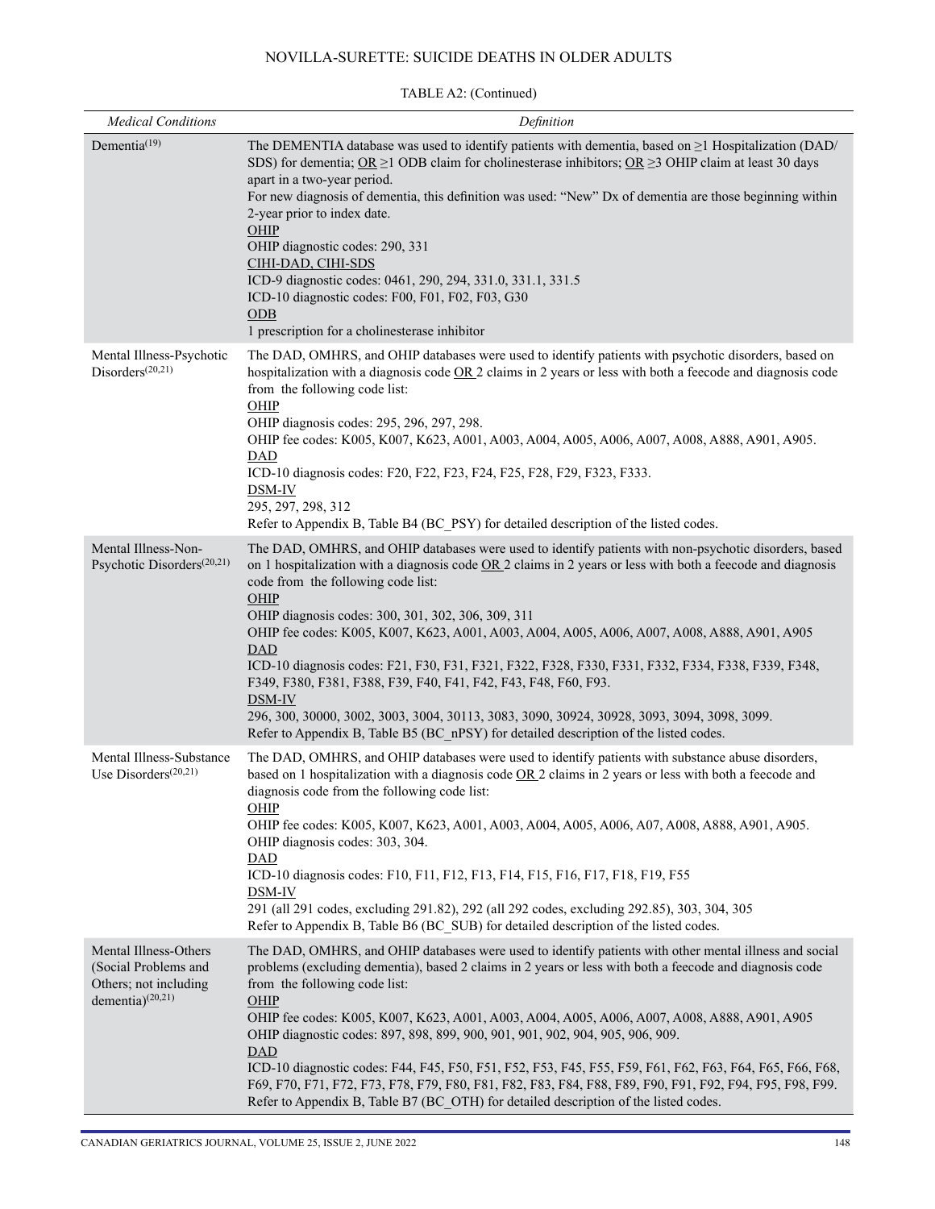TABLE A2: (Continued)

| *Medical Conditions* | *Definition* |
|---|---|
| Dementia[19] | The DEMENTIA database was used to identify patients with dementia, based on ≥1 Hospitalization (DAD/SDS) for dementia; OR ≥1 ODB claim for cholinesterase inhibitors; OR ≥3 OHIP claim at least 30 days apart in a two-year period.<br>For new diagnosis of dementia, this definition was used: "New" Dx of dementia are those beginning within 2-year prior to index date.<br>OHIP<br>OHIP diagnostic codes: 290, 331<br>CIHI-DAD, CIHI-SDS<br>ICD-9 diagnostic codes: 0461, 290, 294, 331.0, 331.1, 331.5<br>ICD-10 diagnostic codes: F00, F01, F02, F03, G30<br>ODB<br>1 prescription for a cholinesterase inhibitor |
| Mental Illness-Psychotic Disorders[20,21] | The DAD, OMHRS, and OHIP databases were used to identify patients with psychotic disorders, based on hospitalization with a diagnosis code OR 2 claims in 2 years or less with both a feecode and diagnosis code from the following code list:<br>OHIP<br>OHIP diagnosis codes: 295, 296, 297, 298.<br>OHIP fee codes: K005, K007, K623, A001, A003, A004, A005, A006, A007, A008, A888, A901, A905.<br>DAD<br>ICD-10 diagnosis codes: F20, F22, F23, F24, F25, F28, F29, F323, F333.<br>DSM-IV<br>295, 297, 298, 312<br>Refer to Appendix B, Table B4 (BC_PSY) for detailed description of the listed codes. |
| Mental Illness-Non-Psychotic Disorders[20,21] | The DAD, OMHRS, and OHIP databases were used to identify patients with non-psychotic disorders, based on 1 hospitalization with a diagnosis code OR 2 claims in 2 years or less with both a feecode and diagnosis code from the following code list:<br>OHIP<br>OHIP diagnosis codes: 300, 301, 302, 306, 309, 311<br>OHIP fee codes: K005, K007, K623, A001, A003, A004, A005, A006, A007, A008, A888, A901, A905<br>DAD<br>ICD-10 diagnosis codes: F21, F30, F31, F321, F322, F328, F330, F331, F332, F334, F338, F339, F348, F349, F380, F381, F388, F39, F40, F41, F42, F43, F48, F60, F93.<br>DSM-IV<br>296, 300, 30000, 3002, 3003, 3004, 30113, 3083, 3090, 30924, 30928, 3093, 3094, 3098, 3099.<br>Refer to Appendix B, Table B5 (BC_nPSY) for detailed description of the listed codes. |
| Mental Illness-Substance Use Disorders[20,21] | The DAD, OMHRS, and OHIP databases were used to identify patients with substance abuse disorders, based on 1 hospitalization with a diagnosis code OR 2 claims in 2 years or less with both a feecode and diagnosis code from the following code list:<br>OHIP<br>OHIP fee codes: K005, K007, K623, A001, A003, A004, A005, A006, A07, A008, A888, A901, A905.<br>OHIP diagnosis codes: 303, 304.<br>DAD<br>ICD-10 diagnosis codes: F10, F11, F12, F13, F14, F15, F16, F17, F18, F19, F55<br>DSM-IV<br>291 (all 291 codes, excluding 291.82), 292 (all 292 codes, excluding 292.85), 303, 304, 305<br>Refer to Appendix B, Table B6 (BC_SUB) for detailed description of the listed codes. |
| Mental Illness-Others (Social Problems and Others; not including dementia)[20,21] | The DAD, OMHRS, and OHIP databases were used to identify patients with other mental illness and social problems (excluding dementia), based 2 claims in 2 years or less with both a feecode and diagnosis code from the following code list:<br>OHIP<br>OHIP fee codes: K005, K007, K623, A001, A003, A004, A005, A006, A007, A008, A888, A901, A905<br>OHIP diagnostic codes: 897, 898, 899, 900, 901, 901, 902, 904, 905, 906, 909.<br>DAD<br>ICD-10 diagnostic codes: F44, F45, F50, F51, F52, F53, F45, F55, F59, F61, F62, F63, F64, F65, F66, F68, F69, F70, F71, F72, F73, F78, F79, F80, F81, F82, F83, F84, F88, F89, F90, F91, F92, F94, F95, F98, F99.<br>Refer to Appendix B, Table B7 (BC_OTH) for detailed description of the listed codes. |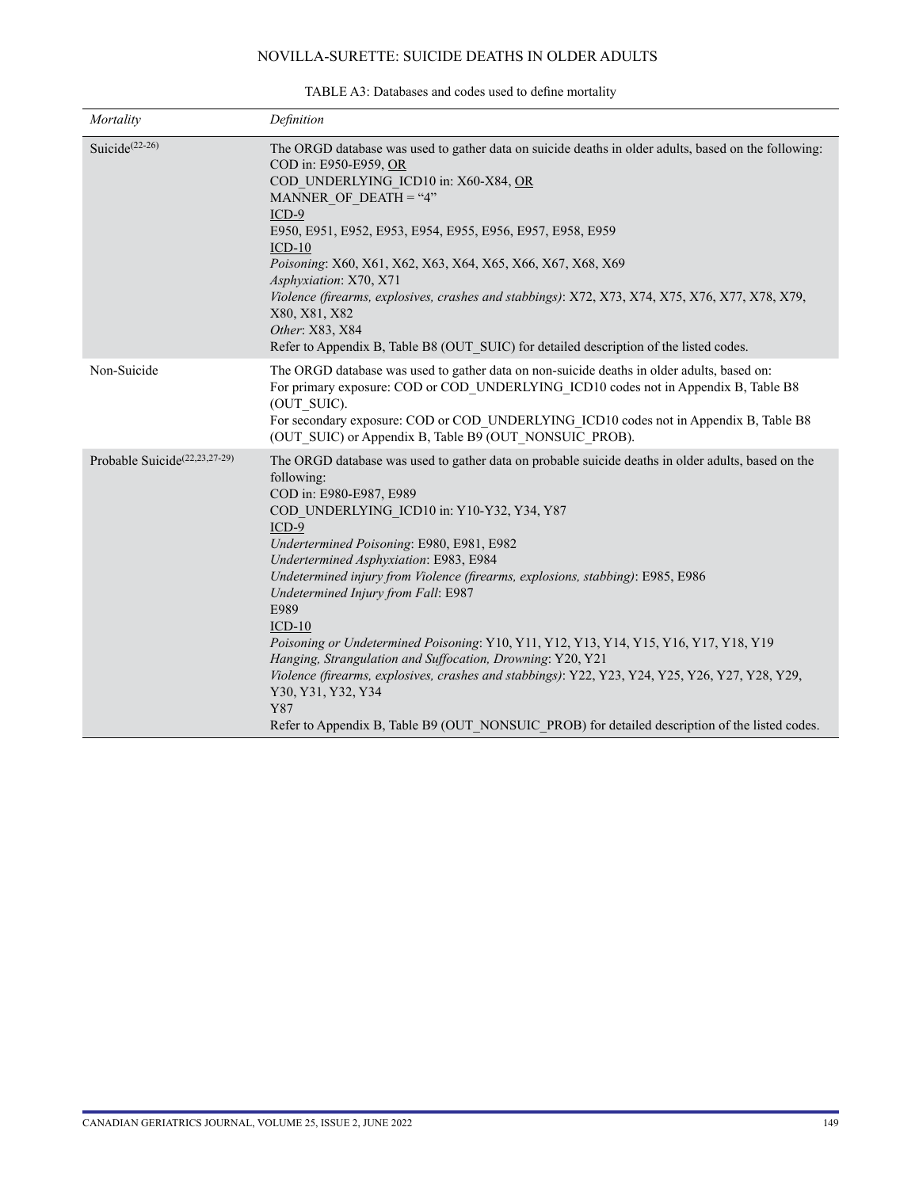TABLE A3: Databases and codes used to define mortality

| *Mortality* | *Definition* |
|---|---|
| Suicide[22-26] | The ORGD database was used to gather data on suicide deaths in older adults, based on the following:<br>COD in: E950-E959, OR<br>COD_UNDERLYING_ICD10 in: X60-X84, OR<br>MANNER_OF_DEATH = "4"<br>ICD-9<br>E950, E951, E952, E953, E954, E955, E956, E957, E958, E959<br>ICD-10<br>*Poisoning*: X60, X61, X62, X63, X64, X65, X66, X67, X68, X69<br>*Asphyxiation*: X70, X71<br>*Violence (firearms, explosives, crashes and stabbings)*: X72, X73, X74, X75, X76, X77, X78, X79, X80, X81, X82<br>*Other*: X83, X84<br>Refer to Appendix B, Table B8 (OUT_SUIC) for detailed description of the listed codes. |
| Non-Suicide | The ORGD database was used to gather data on non-suicide deaths in older adults, based on:<br>For primary exposure: COD or COD_UNDERLYING_ICD10 codes not in Appendix B, Table B8 (OUT_SUIC).<br>For secondary exposure: COD or COD_UNDERLYING_ICD10 codes not in Appendix B, Table B8 (OUT_SUIC) or Appendix B, Table B9 (OUT_NONSUIC_PROB). |
| Probable Suicide[22,23,27-29] | The ORGD database was used to gather data on probable suicide deaths in older adults, based on the following:<br>COD in: E980-E987, E989<br>COD_UNDERLYING_ICD10 in: Y10-Y32, Y34, Y87<br>ICD-9<br>*Undertermined Poisoning*: E980, E981, E982<br>*Undertermined Asphyxiation*: E983, E984<br>*Undetermined injury from Violence (firearms, explosions, stabbing)*: E985, E986<br>*Undetermined Injury from Fall*: E987<br>E989<br>ICD-10<br>*Poisoning or Undetermined Poisoning*: Y10, Y11, Y12, Y13, Y14, Y15, Y16, Y17, Y18, Y19<br>*Hanging, Strangulation and Suffocation, Drowning*: Y20, Y21<br>*Violence (firearms, explosives, crashes and stabbings)*: Y22, Y23, Y24, Y25, Y26, Y27, Y28, Y29, Y30, Y31, Y32, Y34<br>Y87<br>Refer to Appendix B, Table B9 (OUT_NONSUIC_PROB) for detailed description of the listed codes. |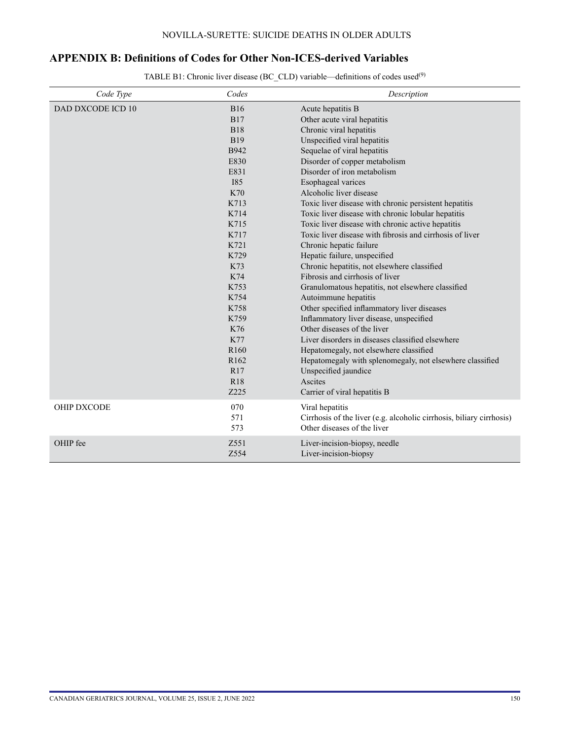## APPENDIX B: Definitions of Codes for Other Non-ICES-derived Variables

TABLE B1: Chronic liver disease (BC_CLD) variable—definitions of codes used[9]

| *Code Type* | *Codes* | *Description* |
|---|---|---|
| DAD DXCODE ICD 10 | B16 | Acute hepatitis B |
| | B17 | Other acute viral hepatitis |
| | B18 | Chronic viral hepatitis |
| | B19 | Unspecified viral hepatitis |
| | B942 | Sequelae of viral hepatitis |
| | E830 | Disorder of copper metabolism |
| | E831 | Disorder of iron metabolism |
| | I85 | Esophageal varices |
| | K70 | Alcoholic liver disease |
| | K713 | Toxic liver disease with chronic persistent hepatitis |
| | K714 | Toxic liver disease with chronic lobular hepatitis |
| | K715 | Toxic liver disease with chronic active hepatitis |
| | K717 | Toxic liver disease with fibrosis and cirrhosis of liver |
| | K721 | Chronic hepatic failure |
| | K729 | Hepatic failure, unspecified |
| | K73 | Chronic hepatitis, not elsewhere classified |
| | K74 | Fibrosis and cirrhosis of liver |
| | K753 | Granulomatous hepatitis, not elsewhere classified |
| | K754 | Autoimmune hepatitis |
| | K758 | Other specified inflammatory liver diseases |
| | K759 | Inflammatory liver disease, unspecified |
| | K76 | Other diseases of the liver |
| | K77 | Liver disorders in diseases classified elsewhere |
| | R160 | Hepatomegaly, not elsewhere classified |
| | R162 | Hepatomegaly with splenomegaly, not elsewhere classified |
| | R17 | Unspecified jaundice |
| | R18 | Ascites |
| | Z225 | Carrier of viral hepatitis B |
| OHIP DXCODE | 070 | Viral hepatitis |
| | 571 | Cirrhosis of the liver (e.g. alcoholic cirrhosis, biliary cirrhosis) |
| | 573 | Other diseases of the liver |
| OHIP fee | Z551 | Liver-incision-biopsy, needle |
| | Z554 | Liver-incision-biopsy |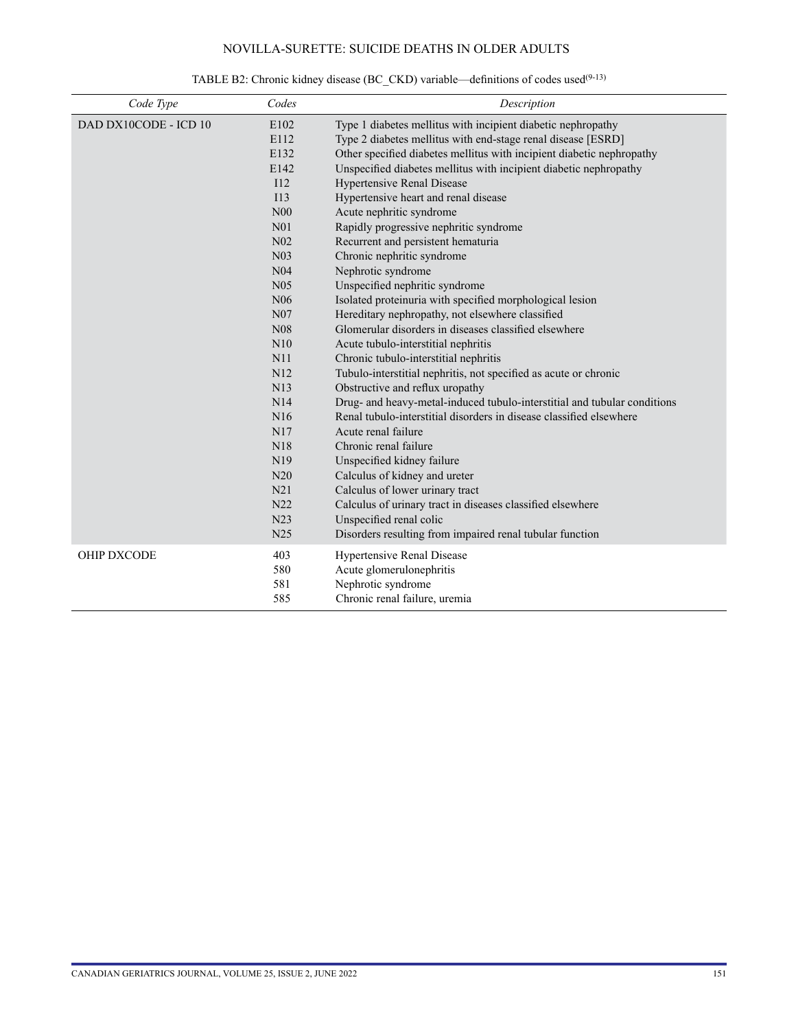TABLE B2: Chronic kidney disease (BC_CKD) variable—definitions of codes used[9-13]

| Code Type | Codes | Description |
|---|---|---|
| DAD DX10CODE - ICD 10 | E102 | Type 1 diabetes mellitus with incipient diabetic nephropathy |
| | E112 | Type 2 diabetes mellitus with end-stage renal disease [ESRD] |
| | E132 | Other specified diabetes mellitus with incipient diabetic nephropathy |
| | E142 | Unspecified diabetes mellitus with incipient diabetic nephropathy |
| | I12 | Hypertensive Renal Disease |
| | I13 | Hypertensive heart and renal disease |
| | N00 | Acute nephritic syndrome |
| | N01 | Rapidly progressive nephritic syndrome |
| | N02 | Recurrent and persistent hematuria |
| | N03 | Chronic nephritic syndrome |
| | N04 | Nephrotic syndrome |
| | N05 | Unspecified nephritic syndrome |
| | N06 | Isolated proteinuria with specified morphological lesion |
| | N07 | Hereditary nephropathy, not elsewhere classified |
| | N08 | Glomerular disorders in diseases classified elsewhere |
| | N10 | Acute tubulo-interstitial nephritis |
| | N11 | Chronic tubulo-interstitial nephritis |
| | N12 | Tubulo-interstitial nephritis, not specified as acute or chronic |
| | N13 | Obstructive and reflux uropathy |
| | N14 | Drug- and heavy-metal-induced tubulo-interstitial and tubular conditions |
| | N16 | Renal tubulo-interstitial disorders in disease classified elsewhere |
| | N17 | Acute renal failure |
| | N18 | Chronic renal failure |
| | N19 | Unspecified kidney failure |
| | N20 | Calculus of kidney and ureter |
| | N21 | Calculus of lower urinary tract |
| | N22 | Calculus of urinary tract in diseases classified elsewhere |
| | N23 | Unspecified renal colic |
| | N25 | Disorders resulting from impaired renal tubular function |
| OHIP DXCODE | 403 | Hypertensive Renal Disease |
| | 580 | Acute glomerulonephritis |
| | 581 | Nephrotic syndrome |
| | 585 | Chronic renal failure, uremia |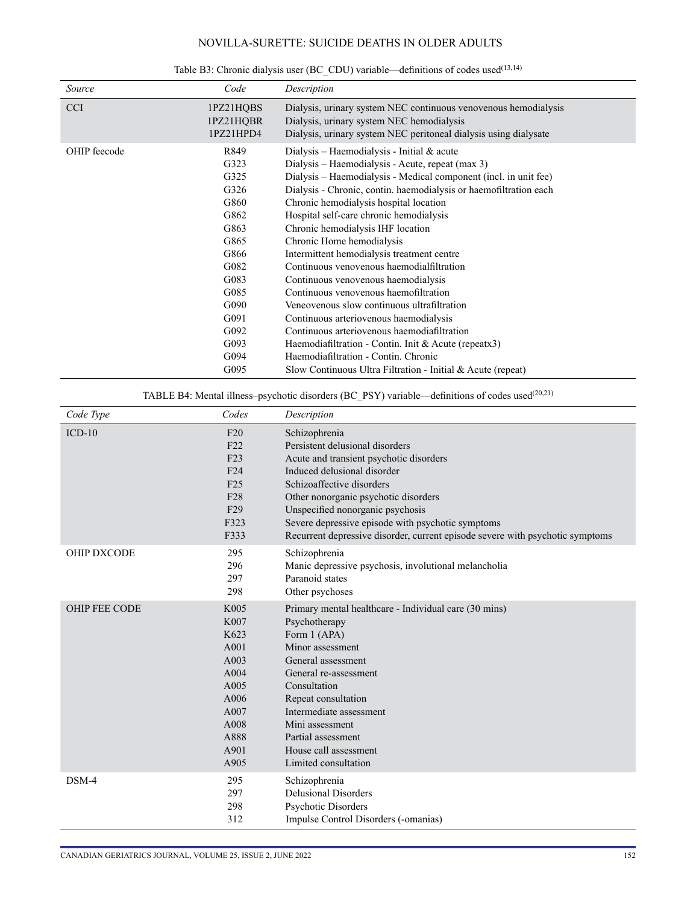Table B3: Chronic dialysis user (BC_CDU) variable—definitions of codes used[13,14]

| *Source* | *Code* | *Description* |
|---|---|---|
| CCI | 1PZ21HQBS | Dialysis, urinary system NEC continuous venovenous hemodialysis |
| | 1PZ21HQBR | Dialysis, urinary system NEC hemodialysis |
| | 1PZ21HPD4 | Dialysis, urinary system NEC peritoneal dialysis using dialysate |
| OHIP feecode | R849 | Dialysis – Haemodialysis - Initial & acute |
| | G323 | Dialysis – Haemodialysis - Acute, repeat (max 3) |
| | G325 | Dialysis – Haemodialysis - Medical component (incl. in unit fee) |
| | G326 | Dialysis - Chronic, contin. haemodialysis or haemofiltration each |
| | G860 | Chronic hemodialysis hospital location |
| | G862 | Hospital self-care chronic hemodialysis |
| | G863 | Chronic hemodialysis IHF location |
| | G865 | Chronic Home hemodialysis |
| | G866 | Intermittent hemodialysis treatment centre |
| | G082 | Continuous venovenous haemodialfiltration |
| | G083 | Continuous venovenous haemodialysis |
| | G085 | Continuous venovenous haemofiltration |
| | G090 | Veneovenous slow continuous ultrafiltration |
| | G091 | Continuous arteriovenous haemodialysis |
| | G092 | Continuous arteriovenous haemodiafiltration |
| | G093 | Haemodiafiltration - Contin. Init & Acute (repeatx3) |
| | G094 | Haemodiafiltration - Contin. Chronic |
| | G095 | Slow Continuous Ultra Filtration - Initial & Acute (repeat) |

TABLE B4: Mental illness–psychotic disorders (BC_PSY) variable—definitions of codes used[20,21]

| *Code Type* | *Codes* | *Description* |
|---|---|---|
| ICD-10 | F20 | Schizophrenia |
| | F22 | Persistent delusional disorders |
| | F23 | Acute and transient psychotic disorders |
| | F24 | Induced delusional disorder |
| | F25 | Schizoaffective disorders |
| | F28 | Other nonorganic psychotic disorders |
| | F29 | Unspecified nonorganic psychosis |
| | F323 | Severe depressive episode with psychotic symptoms |
| | F333 | Recurrent depressive disorder, current episode severe with psychotic symptoms |
| OHIP DXCODE | 295 | Schizophrenia |
| | 296 | Manic depressive psychosis, involutional melancholia |
| | 297 | Paranoid states |
| | 298 | Other psychoses |
| OHIP FEE CODE | K005 | Primary mental healthcare - Individual care (30 mins) |
| | K007 | Psychotherapy |
| | K623 | Form 1 (APA) |
| | A001 | Minor assessment |
| | A003 | General assessment |
| | A004 | General re-assessment |
| | A005 | Consultation |
| | A006 | Repeat consultation |
| | A007 | Intermediate assessment |
| | A008 | Mini assessment |
| | A888 | Partial assessment |
| | A901 | House call assessment |
| | A905 | Limited consultation |
| DSM-4 | 295 | Schizophrenia |
| | 297 | Delusional Disorders |
| | 298 | Psychotic Disorders |
| | 312 | Impulse Control Disorders (-omanias) |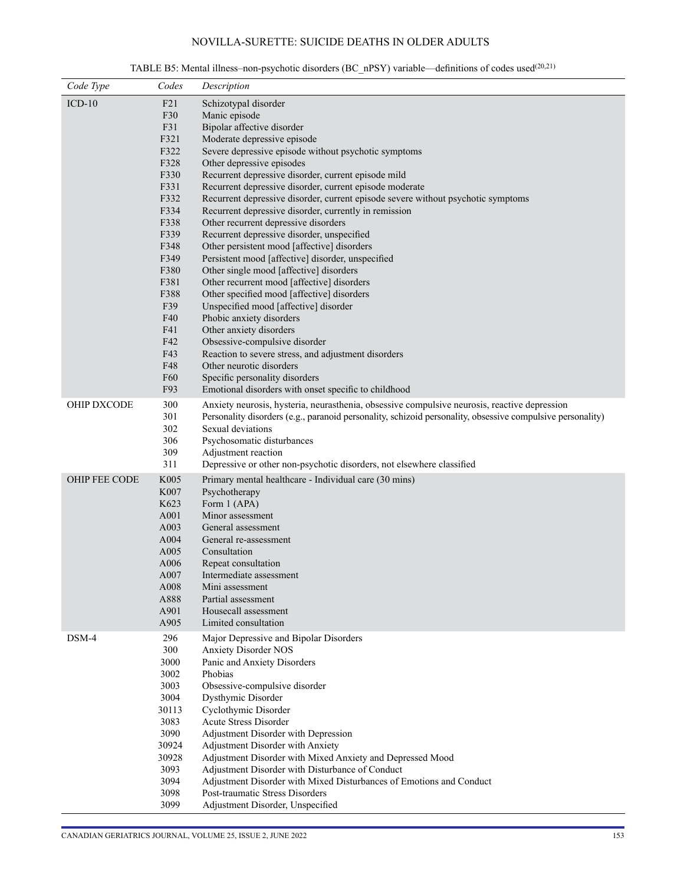TABLE B5: Mental illness–non-psychotic disorders (BC_nPSY) variable—definitions of codes used[20,21]

| Code Type | Codes | Description |
|---|---|---|
| ICD-10 | F21 | Schizotypal disorder |
| | F30 | Manic episode |
| | F31 | Bipolar affective disorder |
| | F321 | Moderate depressive episode |
| | F322 | Severe depressive episode without psychotic symptoms |
| | F328 | Other depressive episodes |
| | F330 | Recurrent depressive disorder, current episode mild |
| | F331 | Recurrent depressive disorder, current episode moderate |
| | F332 | Recurrent depressive disorder, current episode severe without psychotic symptoms |
| | F334 | Recurrent depressive disorder, currently in remission |
| | F338 | Other recurrent depressive disorders |
| | F339 | Recurrent depressive disorder, unspecified |
| | F348 | Other persistent mood [affective] disorders |
| | F349 | Persistent mood [affective] disorder, unspecified |
| | F380 | Other single mood [affective] disorders |
| | F381 | Other recurrent mood [affective] disorders |
| | F388 | Other specified mood [affective] disorders |
| | F39 | Unspecified mood [affective] disorder |
| | F40 | Phobic anxiety disorders |
| | F41 | Other anxiety disorders |
| | F42 | Obsessive-compulsive disorder |
| | F43 | Reaction to severe stress, and adjustment disorders |
| | F48 | Other neurotic disorders |
| | F60 | Specific personality disorders |
| | F93 | Emotional disorders with onset specific to childhood |
| OHIP DXCODE | 300 | Anxiety neurosis, hysteria, neurasthenia, obsessive compulsive neurosis, reactive depression |
| | 301 | Personality disorders (e.g., paranoid personality, schizoid personality, obsessive compulsive personality) |
| | 302 | Sexual deviations |
| | 306 | Psychosomatic disturbances |
| | 309 | Adjustment reaction |
| | 311 | Depressive or other non-psychotic disorders, not elsewhere classified |
| OHIP FEE CODE | K005 | Primary mental healthcare - Individual care (30 mins) |
| | K007 | Psychotherapy |
| | K623 | Form 1 (APA) |
| | A001 | Minor assessment |
| | A003 | General assessment |
| | A004 | General re-assessment |
| | A005 | Consultation |
| | A006 | Repeat consultation |
| | A007 | Intermediate assessment |
| | A008 | Mini assessment |
| | A888 | Partial assessment |
| | A901 | Housecall assessment |
| | A905 | Limited consultation |
| DSM-4 | 296 | Major Depressive and Bipolar Disorders |
| | 300 | Anxiety Disorder NOS |
| | 3000 | Panic and Anxiety Disorders |
| | 3002 | Phobias |
| | 3003 | Obsessive-compulsive disorder |
| | 3004 | Dysthymic Disorder |
| | 30113 | Cyclothymic Disorder |
| | 3083 | Acute Stress Disorder |
| | 3090 | Adjustment Disorder with Depression |
| | 30924 | Adjustment Disorder with Anxiety |
| | 30928 | Adjustment Disorder with Mixed Anxiety and Depressed Mood |
| | 3093 | Adjustment Disorder with Disturbance of Conduct |
| | 3094 | Adjustment Disorder with Mixed Disturbances of Emotions and Conduct |
| | 3098 | Post-traumatic Stress Disorders |
| | 3099 | Adjustment Disorder, Unspecified |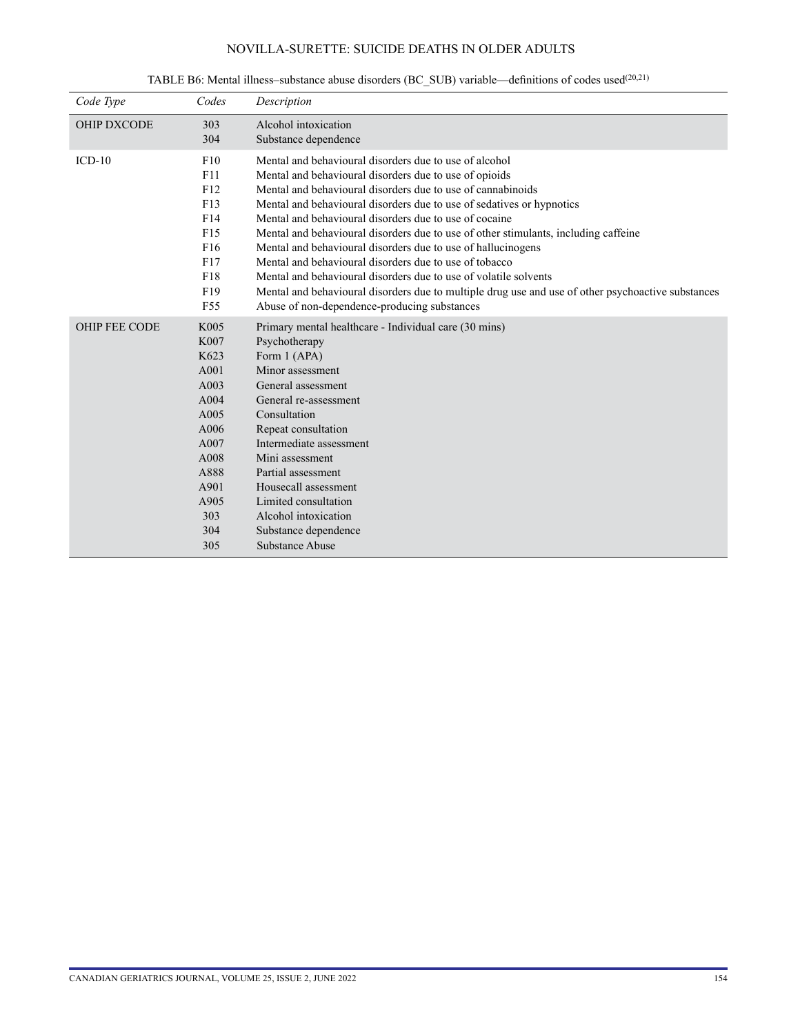TABLE B6: Mental illness–substance abuse disorders (BC_SUB) variable—definitions of codes used[20,21]

| *Code Type* | *Codes* | *Description* |
|---|---|---|
| OHIP DXCODE | 303 | Alcohol intoxication |
| | 304 | Substance dependence |
| ICD-10 | F10 | Mental and behavioural disorders due to use of alcohol |
| | F11 | Mental and behavioural disorders due to use of opioids |
| | F12 | Mental and behavioural disorders due to use of cannabinoids |
| | F13 | Mental and behavioural disorders due to use of sedatives or hypnotics |
| | F14 | Mental and behavioural disorders due to use of cocaine |
| | F15 | Mental and behavioural disorders due to use of other stimulants, including caffeine |
| | F16 | Mental and behavioural disorders due to use of hallucinogens |
| | F17 | Mental and behavioural disorders due to use of tobacco |
| | F18 | Mental and behavioural disorders due to use of volatile solvents |
| | F19 | Mental and behavioural disorders due to multiple drug use and use of other psychoactive substances |
| | F55 | Abuse of non-dependence-producing substances |
| OHIP FEE CODE | K005 | Primary mental healthcare - Individual care (30 mins) |
| | K007 | Psychotherapy |
| | K623 | Form 1 (APA) |
| | A001 | Minor assessment |
| | A003 | General assessment |
| | A004 | General re-assessment |
| | A005 | Consultation |
| | A006 | Repeat consultation |
| | A007 | Intermediate assessment |
| | A008 | Mini assessment |
| | A888 | Partial assessment |
| | A901 | Housecall assessment |
| | A905 | Limited consultation |
| | 303 | Alcohol intoxication |
| | 304 | Substance dependence |
| | 305 | Substance Abuse |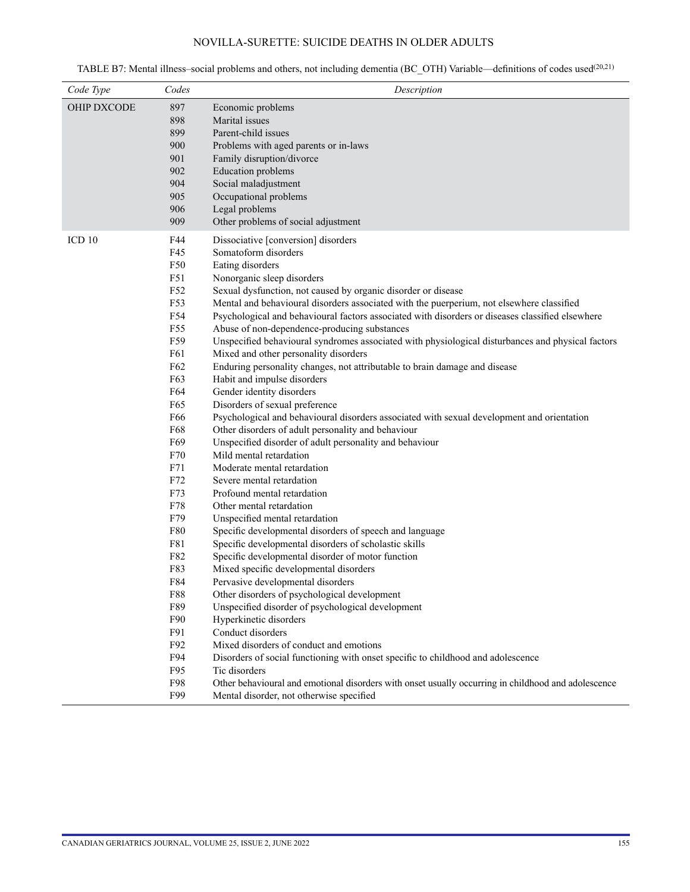TABLE B7: Mental illness–social problems and others, not including dementia (BC_OTH) Variable—definitions of codes used[20,21]

| Code Type | Codes | Description |
|---|---|---|
| OHIP DXCODE | 897 | Economic problems |
| | 898 | Marital issues |
| | 899 | Parent-child issues |
| | 900 | Problems with aged parents or in-laws |
| | 901 | Family disruption/divorce |
| | 902 | Education problems |
| | 904 | Social maladjustment |
| | 905 | Occupational problems |
| | 906 | Legal problems |
| | 909 | Other problems of social adjustment |
| ICD 10 | F44 | Dissociative [conversion] disorders |
| | F45 | Somatoform disorders |
| | F50 | Eating disorders |
| | F51 | Nonorganic sleep disorders |
| | F52 | Sexual dysfunction, not caused by organic disorder or disease |
| | F53 | Mental and behavioural disorders associated with the puerperium, not elsewhere classified |
| | F54 | Psychological and behavioural factors associated with disorders or diseases classified elsewhere |
| | F55 | Abuse of non-dependence-producing substances |
| | F59 | Unspecified behavioural syndromes associated with physiological disturbances and physical factors |
| | F61 | Mixed and other personality disorders |
| | F62 | Enduring personality changes, not attributable to brain damage and disease |
| | F63 | Habit and impulse disorders |
| | F64 | Gender identity disorders |
| | F65 | Disorders of sexual preference |
| | F66 | Psychological and behavioural disorders associated with sexual development and orientation |
| | F68 | Other disorders of adult personality and behaviour |
| | F69 | Unspecified disorder of adult personality and behaviour |
| | F70 | Mild mental retardation |
| | F71 | Moderate mental retardation |
| | F72 | Severe mental retardation |
| | F73 | Profound mental retardation |
| | F78 | Other mental retardation |
| | F79 | Unspecified mental retardation |
| | F80 | Specific developmental disorders of speech and language |
| | F81 | Specific developmental disorders of scholastic skills |
| | F82 | Specific developmental disorder of motor function |
| | F83 | Mixed specific developmental disorders |
| | F84 | Pervasive developmental disorders |
| | F88 | Other disorders of psychological development |
| | F89 | Unspecified disorder of psychological development |
| | F90 | Hyperkinetic disorders |
| | F91 | Conduct disorders |
| | F92 | Mixed disorders of conduct and emotions |
| | F94 | Disorders of social functioning with onset specific to childhood and adolescence |
| | F95 | Tic disorders |
| | F98 | Other behavioural and emotional disorders with onset usually occurring in childhood and adolescence |
| | F99 | Mental disorder, not otherwise specified |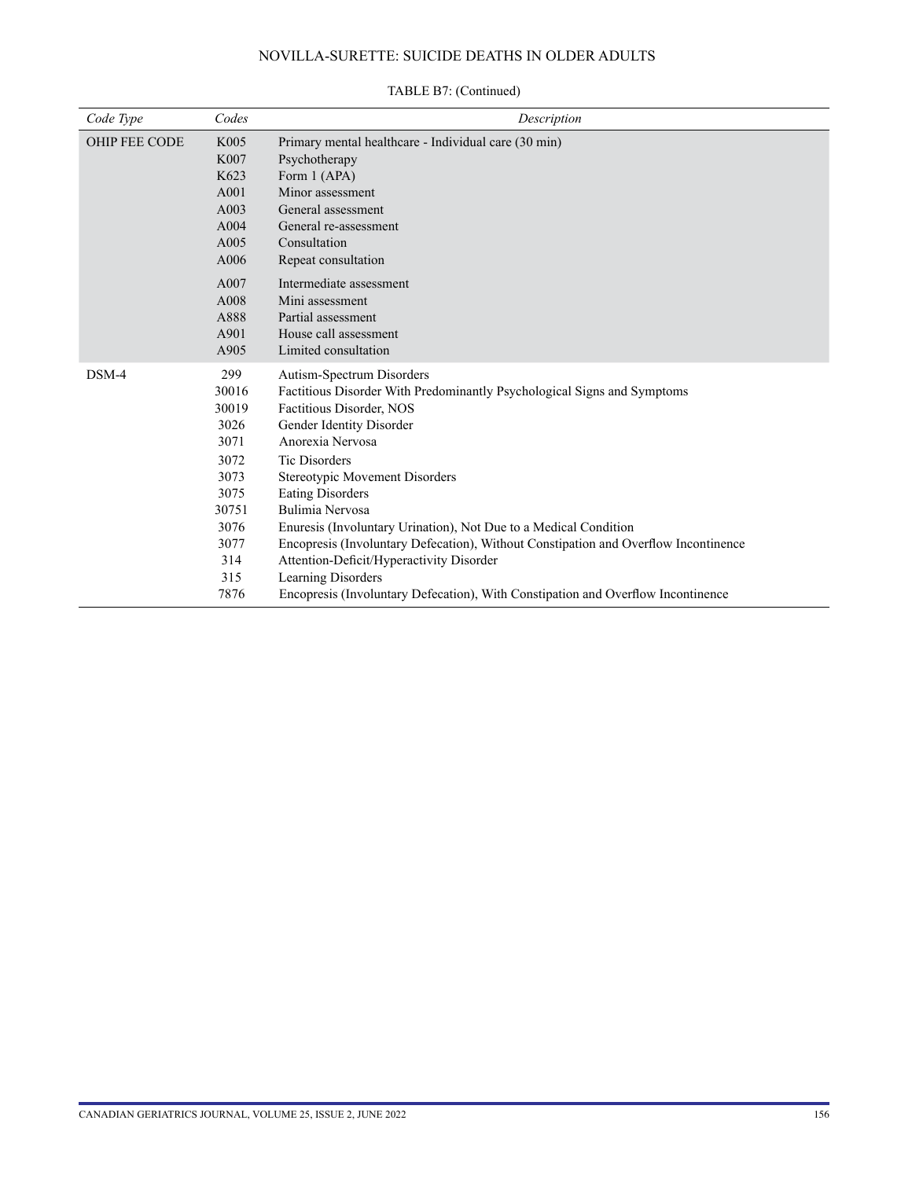TABLE B7: (Continued)

| Code Type | Codes | Description |
|---|---|---|
| OHIP FEE CODE | K005 | Primary mental healthcare - Individual care (30 min) |
| | K007 | Psychotherapy |
| | K623 | Form 1 (APA) |
| | A001 | Minor assessment |
| | A003 | General assessment |
| | A004 | General re-assessment |
| | A005 | Consultation |
| | A006 | Repeat consultation |
| | A007 | Intermediate assessment |
| | A008 | Mini assessment |
| | A888 | Partial assessment |
| | A901 | House call assessment |
| | A905 | Limited consultation |
| DSM-4 | 299 | Autism-Spectrum Disorders |
| | 30016 | Factitious Disorder With Predominantly Psychological Signs and Symptoms |
| | 30019 | Factitious Disorder, NOS |
| | 3026 | Gender Identity Disorder |
| | 3071 | Anorexia Nervosa |
| | 3072 | Tic Disorders |
| | 3073 | Stereotypic Movement Disorders |
| | 3075 | Eating Disorders |
| | 30751 | Bulimia Nervosa |
| | 3076 | Enuresis (Involuntary Urination), Not Due to a Medical Condition |
| | 3077 | Encopresis (Involuntary Defecation), Without Constipation and Overflow Incontinence |
| | 314 | Attention-Deficit/Hyperactivity Disorder |
| | 315 | Learning Disorders |
| | 7876 | Encopresis (Involuntary Defecation), With Constipation and Overflow Incontinence |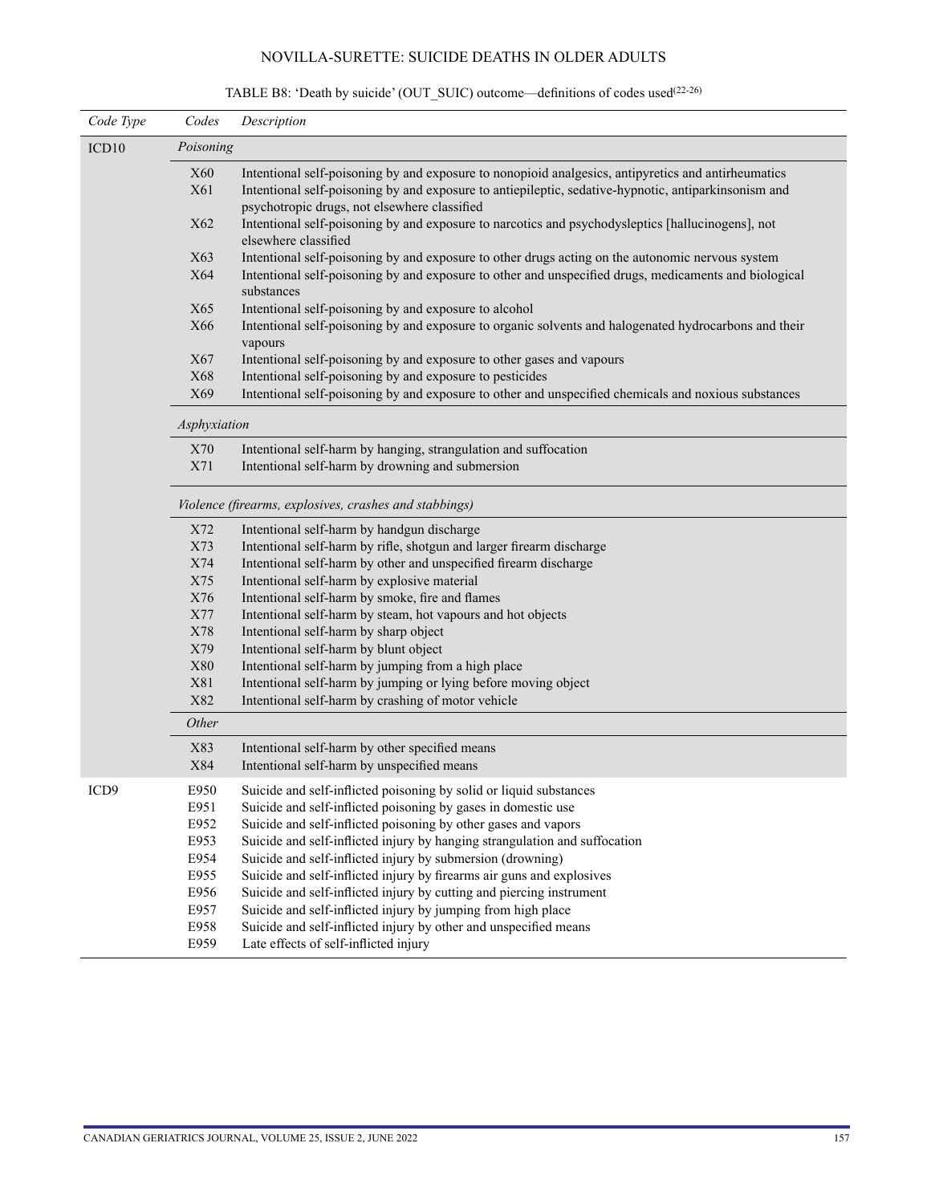TABLE B8: 'Death by suicide' (OUT_SUIC) outcome—definitions of codes used[22-26]

| *Code Type* | *Codes* | *Description* |
| --- | --- | --- |
| ICD10 | *Poisoning* | |
| | X60 | Intentional self-poisoning by and exposure to nonopioid analgesics, antipyretics and antirheumatics |
| | X61 | Intentional self-poisoning by and exposure to antiepileptic, sedative-hypnotic, antiparkinsonism and psychotropic drugs, not elsewhere classified |
| | X62 | Intentional self-poisoning by and exposure to narcotics and psychodysleptics [hallucinogens], not elsewhere classified |
| | X63 | Intentional self-poisoning by and exposure to other drugs acting on the autonomic nervous system |
| | X64 | Intentional self-poisoning by and exposure to other and unspecified drugs, medicaments and biological substances |
| | X65 | Intentional self-poisoning by and exposure to alcohol |
| | X66 | Intentional self-poisoning by and exposure to organic solvents and halogenated hydrocarbons and their vapours |
| | X67 | Intentional self-poisoning by and exposure to other gases and vapours |
| | X68 | Intentional self-poisoning by and exposure to pesticides |
| | X69 | Intentional self-poisoning by and exposure to other and unspecified chemicals and noxious substances |
| | *Asphyxiation* | |
| | X70 | Intentional self-harm by hanging, strangulation and suffocation |
| | X71 | Intentional self-harm by drowning and submersion |
| | *Violence (firearms, explosives, crashes and stabbings)* | |
| | X72 | Intentional self-harm by handgun discharge |
| | X73 | Intentional self-harm by rifle, shotgun and larger firearm discharge |
| | X74 | Intentional self-harm by other and unspecified firearm discharge |
| | X75 | Intentional self-harm by explosive material |
| | X76 | Intentional self-harm by smoke, fire and flames |
| | X77 | Intentional self-harm by steam, hot vapours and hot objects |
| | X78 | Intentional self-harm by sharp object |
| | X79 | Intentional self-harm by blunt object |
| | X80 | Intentional self-harm by jumping from a high place |
| | X81 | Intentional self-harm by jumping or lying before moving object |
| | X82 | Intentional self-harm by crashing of motor vehicle |
| | *Other* | |
| | X83 | Intentional self-harm by other specified means |
| | X84 | Intentional self-harm by unspecified means |
| ICD9 | E950 | Suicide and self-inflicted poisoning by solid or liquid substances |
| | E951 | Suicide and self-inflicted poisoning by gases in domestic use |
| | E952 | Suicide and self-inflicted poisoning by other gases and vapors |
| | E953 | Suicide and self-inflicted injury by hanging strangulation and suffocation |
| | E954 | Suicide and self-inflicted injury by submersion (drowning) |
| | E955 | Suicide and self-inflicted injury by firearms air guns and explosives |
| | E956 | Suicide and self-inflicted injury by cutting and piercing instrument |
| | E957 | Suicide and self-inflicted injury by jumping from high place |
| | E958 | Suicide and self-inflicted injury by other and unspecified means |
| | E959 | Late effects of self-inflicted injury |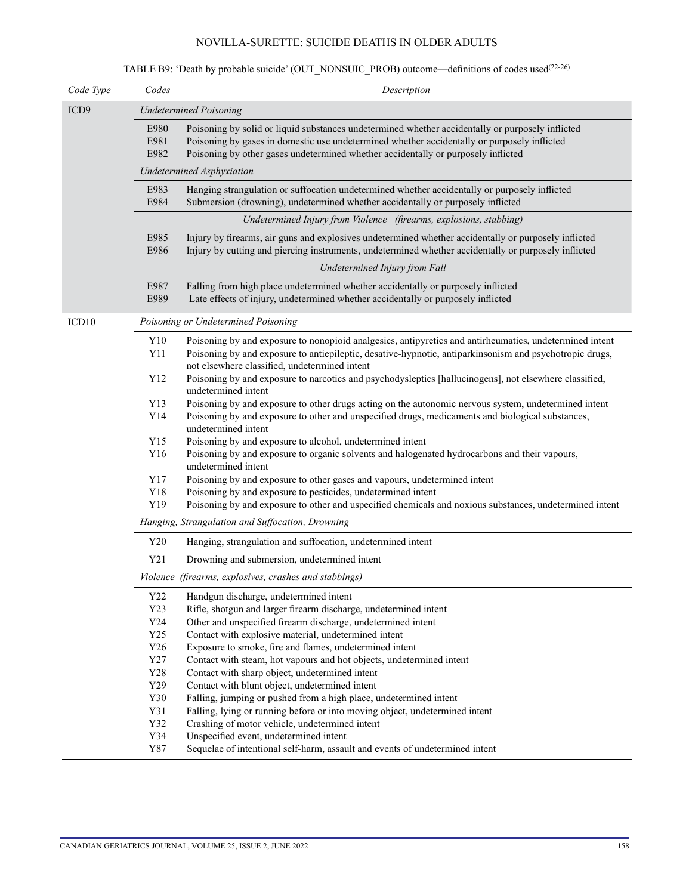TABLE B9: 'Death by probable suicide' (OUT_NONSUIC_PROB) outcome—definitions of codes used[22-26]

| *Code Type* | *Codes* | *Description* |
|---|---|---|
| ICD9 | | *Undetermined Poisoning* |
| | E980 | Poisoning by solid or liquid substances undetermined whether accidentally or purposely inflicted |
| | E981 | Poisoning by gases in domestic use undetermined whether accidentally or purposely inflicted |
| | E982 | Poisoning by other gases undetermined whether accidentally or purposely inflicted |
| | | *Undetermined Asphyxiation* |
| | E983 | Hanging strangulation or suffocation undetermined whether accidentally or purposely inflicted |
| | E984 | Submersion (drowning), undetermined whether accidentally or purposely inflicted |
| | | *Undetermined Injury from Violence (firearms, explosions, stabbing)* |
| | E985 | Injury by firearms, air guns and explosives undetermined whether accidentally or purposely inflicted |
| | E986 | Injury by cutting and piercing instruments, undetermined whether accidentally or purposely inflicted |
| | | *Undetermined Injury from Fall* |
| | E987 | Falling from high place undetermined whether accidentally or purposely inflicted |
| | E989 | Late effects of injury, undetermined whether accidentally or purposely inflicted |
| ICD10 | | *Poisoning or Undetermined Poisoning* |
| | Y10 | Poisoning by and exposure to nonopioid analgesics, antipyretics and antirheumatics, undetermined intent |
| | Y11 | Poisoning by and exposure to antiepileptic, desative-hypnotic, antiparkinsonism and psychotropic drugs, not elsewhere classified, undetermined intent |
| | Y12 | Poisoning by and exposure to narcotics and psychodysleptics [hallucinogens], not elsewhere classified, undetermined intent |
| | Y13 | Poisoning by and exposure to other drugs acting on the autonomic nervous system, undetermined intent |
| | Y14 | Poisoning by and exposure to other and unspecified drugs, medicaments and biological substances, undetermined intent |
| | Y15 | Poisoning by and exposure to alcohol, undetermined intent |
| | Y16 | Poisoning by and exposure to organic solvents and halogenated hydrocarbons and their vapours, undetermined intent |
| | Y17 | Poisoning by and exposure to other gases and vapours, undetermined intent |
| | Y18 | Poisoning by and exposure to pesticides, undetermined intent |
| | Y19 | Poisoning by and exposure to other and uspecified chemicals and noxious substances, undetermined intent |
| | | *Hanging, Strangulation and Suffocation, Drowning* |
| | Y20 | Hanging, strangulation and suffocation, undetermined intent |
| | Y21 | Drowning and submersion, undetermined intent |
| | | *Violence (firearms, explosives, crashes and stabbings)* |
| | Y22 | Handgun discharge, undetermined intent |
| | Y23 | Rifle, shotgun and larger firearm discharge, undetermined intent |
| | Y24 | Other and unspecified firearm discharge, undetermined intent |
| | Y25 | Contact with explosive material, undetermined intent |
| | Y26 | Exposure to smoke, fire and flames, undetermined intent |
| | Y27 | Contact with steam, hot vapours and hot objects, undetermined intent |
| | Y28 | Contact with sharp object, undetermined intent |
| | Y29 | Contact with blunt object, undetermined intent |
| | Y30 | Falling, jumping or pushed from a high place, undetermined intent |
| | Y31 | Falling, lying or running before or into moving object, undetermined intent |
| | Y32 | Crashing of motor vehicle, undetermined intent |
| | Y34 | Unspecified event, undetermined intent |
| | Y87 | Sequelae of intentional self-harm, assault and events of undetermined intent |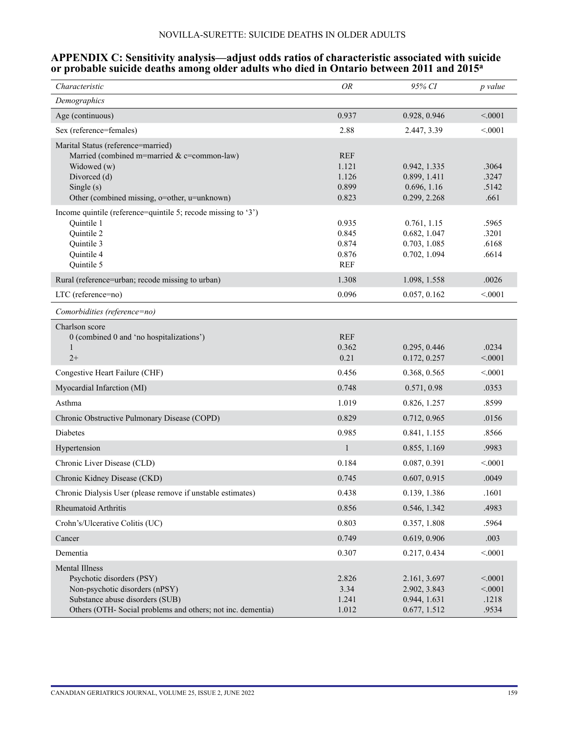## APPENDIX C: Sensitivity analysis—adjust odds ratios of characteristic associated with suicide or probable suicide deaths among older adults who died in Ontario between 2011 and 2015[a]

| *Characteristic* | *OR* | *95% CI* | *p value* |
|---|---|---|---|
| *Demographics* | | | |
| Age (continuous) | 0.937 | 0.928, 0.946 | <.0001 |
| Sex (reference=females) | 2.88 | 2.447, 3.39 | <.0001 |
| Marital Status (reference=married) | | | |
| Married (combined m=married & c=common-law) | REF | | |
| Widowed (w) | 1.121 | 0.942, 1.335 | .3064 |
| Divorced (d) | 1.126 | 0.899, 1.411 | .3247 |
| Single (s) | 0.899 | 0.696, 1.16 | .5142 |
| Other (combined missing, o=other, u=unknown) | 0.823 | 0.299, 2.268 | .661 |
| Income quintile (reference=quintile 5; recode missing to '3') | | | |
| Quintile 1 | 0.935 | 0.761, 1.15 | .5965 |
| Quintile 2 | 0.845 | 0.682, 1.047 | .3201 |
| Quintile 3 | 0.874 | 0.703, 1.085 | .6168 |
| Quintile 4 | 0.876 | 0.702, 1.094 | .6614 |
| Quintile 5 | REF | | |
| Rural (reference=urban; recode missing to urban) | 1.308 | 1.098, 1.558 | .0026 |
| LTC (reference=no) | 0.096 | 0.057, 0.162 | <.0001 |
| *Comorbidities (reference=no)* | | | |
| Charlson score | | | |
| 0 (combined 0 and 'no hospitalizations') | REF | | |
| 1 | 0.362 | 0.295, 0.446 | .0234 |
| 2+ | 0.21 | 0.172, 0.257 | <.0001 |
| Congestive Heart Failure (CHF) | 0.456 | 0.368, 0.565 | <.0001 |
| Myocardial Infarction (MI) | 0.748 | 0.571, 0.98 | .0353 |
| Asthma | 1.019 | 0.826, 1.257 | .8599 |
| Chronic Obstructive Pulmonary Disease (COPD) | 0.829 | 0.712, 0.965 | .0156 |
| Diabetes | 0.985 | 0.841, 1.155 | .8566 |
| Hypertension | 1 | 0.855, 1.169 | .9983 |
| Chronic Liver Disease (CLD) | 0.184 | 0.087, 0.391 | <.0001 |
| Chronic Kidney Disease (CKD) | 0.745 | 0.607, 0.915 | .0049 |
| Chronic Dialysis User (please remove if unstable estimates) | 0.438 | 0.139, 1.386 | .1601 |
| Rheumatoid Arthritis | 0.856 | 0.546, 1.342 | .4983 |
| Crohn's/Ulcerative Colitis (UC) | 0.803 | 0.357, 1.808 | .5964 |
| Cancer | 0.749 | 0.619, 0.906 | .003 |
| Dementia | 0.307 | 0.217, 0.434 | <.0001 |
| Mental Illness | | | |
| Psychotic disorders (PSY) | 2.826 | 2.161, 3.697 | <.0001 |
| Non-psychotic disorders (nPSY) | 3.34 | 2.902, 3.843 | <.0001 |
| Substance abuse disorders (SUB) | 1.241 | 0.944, 1.631 | .1218 |
| Others (OTH- Social problems and others; not inc. dementia) | 1.012 | 0.677, 1.512 | .9534 |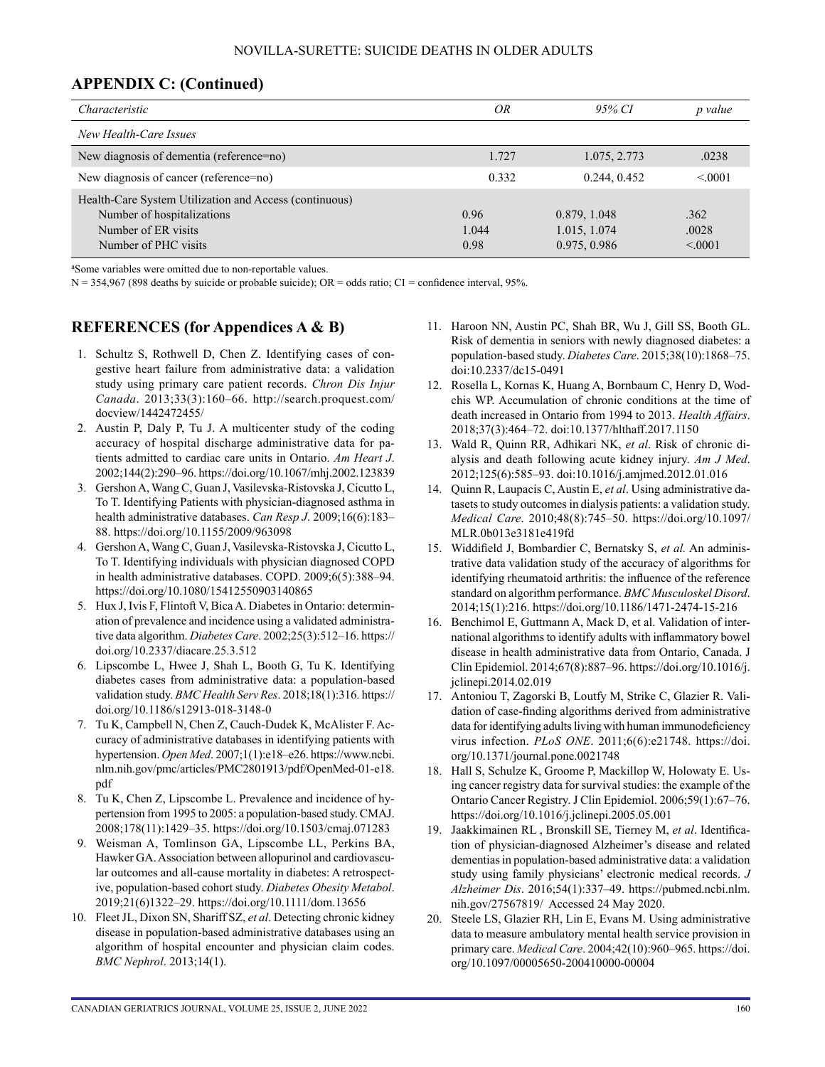## APPENDIX C: (Continued)

| *Characteristic* | *OR* | *95% CI* | *p value* |
|---|---|---|---|
| *New Health-Care Issues* | | | |
| New diagnosis of dementia (reference=no) | 1.727 | 1.075, 2.773 | .0238 |
| New diagnosis of cancer (reference=no) | 0.332 | 0.244, 0.452 | <.0001 |
| Health-Care System Utilization and Access (continuous) | | | |
| Number of hospitalizations | 0.96 | 0.879, 1.048 | .362 |
| Number of ER visits | 1.044 | 1.015, 1.074 | .0028 |
| Number of PHC visits | 0.98 | 0.975, 0.986 | <.0001 |

[a]Some variables were omitted due to non-reportable values.

N = 354,967 (898 deaths by suicide or probable suicide); OR = odds ratio; CI = confidence interval, 95%.

## REFERENCES (for Appendices A & B)

1. Schultz S, Rothwell D, Chen Z. Identifying cases of congestive heart failure from administrative data: a validation study using primary care patient records. *Chron Dis Injur Canada*. 2013;33(3):160–66. http://search.proquest.com/docview/1442472455/
2. Austin P, Daly P, Tu J. A multicenter study of the coding accuracy of hospital discharge administrative data for patients admitted to cardiac care units in Ontario. *Am Heart J*. 2002;144(2):290–96. https://doi.org/10.1067/mhj.2002.123839
3. Gershon A, Wang C, Guan J, Vasilevska-Ristovska J, Cicutto L, To T. Identifying Patients with physician-diagnosed asthma in health administrative databases. *Can Resp J*. 2009;16(6):183–88. https://doi.org/10.1155/2009/963098
4. Gershon A, Wang C, Guan J, Vasilevska-Ristovska J, Cicutto L, To T. Identifying individuals with physician diagnosed COPD in health administrative databases. COPD. 2009;6(5):388–94. https://doi.org/10.1080/15412550903140865
5. Hux J, Ivis F, Flintoft V, Bica A. Diabetes in Ontario: determination of prevalence and incidence using a validated administrative data algorithm. *Diabetes Care*. 2002;25(3):512–16. https://doi.org/10.2337/diacare.25.3.512
6. Lipscombe L, Hwee J, Shah L, Booth G, Tu K. Identifying diabetes cases from administrative data: a population-based validation study. *BMC Health Serv Res*. 2018;18(1):316. https://doi.org/10.1186/s12913-018-3148-0
7. Tu K, Campbell N, Chen Z, Cauch-Dudek K, McAlister F. Accuracy of administrative databases in identifying patients with hypertension. *Open Med*. 2007;1(1):e18–e26. https://www.ncbi.nlm.nih.gov/pmc/articles/PMC2801913/pdf/OpenMed-01-e18.pdf
8. Tu K, Chen Z, Lipscombe L. Prevalence and incidence of hypertension from 1995 to 2005: a population-based study. CMAJ. 2008;178(11):1429–35. https://doi.org/10.1503/cmaj.071283
9. Weisman A, Tomlinson GA, Lipscombe LL, Perkins BA, Hawker GA. Association between allopurinol and cardiovascular outcomes and all-cause mortality in diabetes: A retrospective, population-based cohort study. *Diabetes Obesity Metabol*. 2019;21(6)1322–29. https://doi.org/10.1111/dom.13656
10. Fleet JL, Dixon SN, Shariff SZ, *et al*. Detecting chronic kidney disease in population-based administrative databases using an algorithm of hospital encounter and physician claim codes. *BMC Nephrol*. 2013;14(1).
11. Haroon NN, Austin PC, Shah BR, Wu J, Gill SS, Booth GL. Risk of dementia in seniors with newly diagnosed diabetes: a population-based study. *Diabetes Care*. 2015;38(10):1868–75. doi:10.2337/dc15-0491
12. Rosella L, Kornas K, Huang A, Bornbaum C, Henry D, Wodchis WP. Accumulation of chronic conditions at the time of death increased in Ontario from 1994 to 2013. *Health Affairs*. 2018;37(3):464–72. doi:10.1377/hlthaff.2017.1150
13. Wald R, Quinn RR, Adhikari NK, *et al*. Risk of chronic dialysis and death following acute kidney injury. *Am J Med*. 2012;125(6):585–93. doi:10.1016/j.amjmed.2012.01.016
14. Quinn R, Laupacis C, Austin E, *et al*. Using administrative datasets to study outcomes in dialysis patients: a validation study. *Medical Care*. 2010;48(8):745–50. https://doi.org/10.1097/MLR.0b013e3181e419fd
15. Widdifield J, Bombardier C, Bernatsky S, *et al.* An administrative data validation study of the accuracy of algorithms for identifying rheumatoid arthritis: the influence of the reference standard on algorithm performance. *BMC Musculoskel Disord*. 2014;15(1):216. https://doi.org/10.1186/1471-2474-15-216
16. Benchimol E, Guttmann A, Mack D, et al. Validation of international algorithms to identify adults with inflammatory bowel disease in health administrative data from Ontario, Canada. J Clin Epidemiol. 2014;67(8):887–96. https://doi.org/10.1016/j.jclinepi.2014.02.019
17. Antoniou T, Zagorski B, Loutfy M, Strike C, Glazier R. Validation of case-finding algorithms derived from administrative data for identifying adults living with human immunodeficiency virus infection. *PLoS ONE*. 2011;6(6):e21748. https://doi.org/10.1371/journal.pone.0021748
18. Hall S, Schulze K, Groome P, Mackillop W, Holowaty E. Using cancer registry data for survival studies: the example of the Ontario Cancer Registry. J Clin Epidemiol. 2006;59(1):67–76. https://doi.org/10.1016/j.jclinepi.2005.05.001
19. Jaakkimainen RL , Bronskill SE, Tierney M, *et al*. Identification of physician-diagnosed Alzheimer's disease and related dementias in population-based administrative data: a validation study using family physicians' electronic medical records. *J Alzheimer Dis*. 2016;54(1):337–49. https://pubmed.ncbi.nlm.nih.gov/27567819/ Accessed 24 May 2020.
20. Steele LS, Glazier RH, Lin E, Evans M. Using administrative data to measure ambulatory mental health service provision in primary care. *Medical Care*. 2004;42(10):960–965. https://doi.org/10.1097/00005650-200410000-00004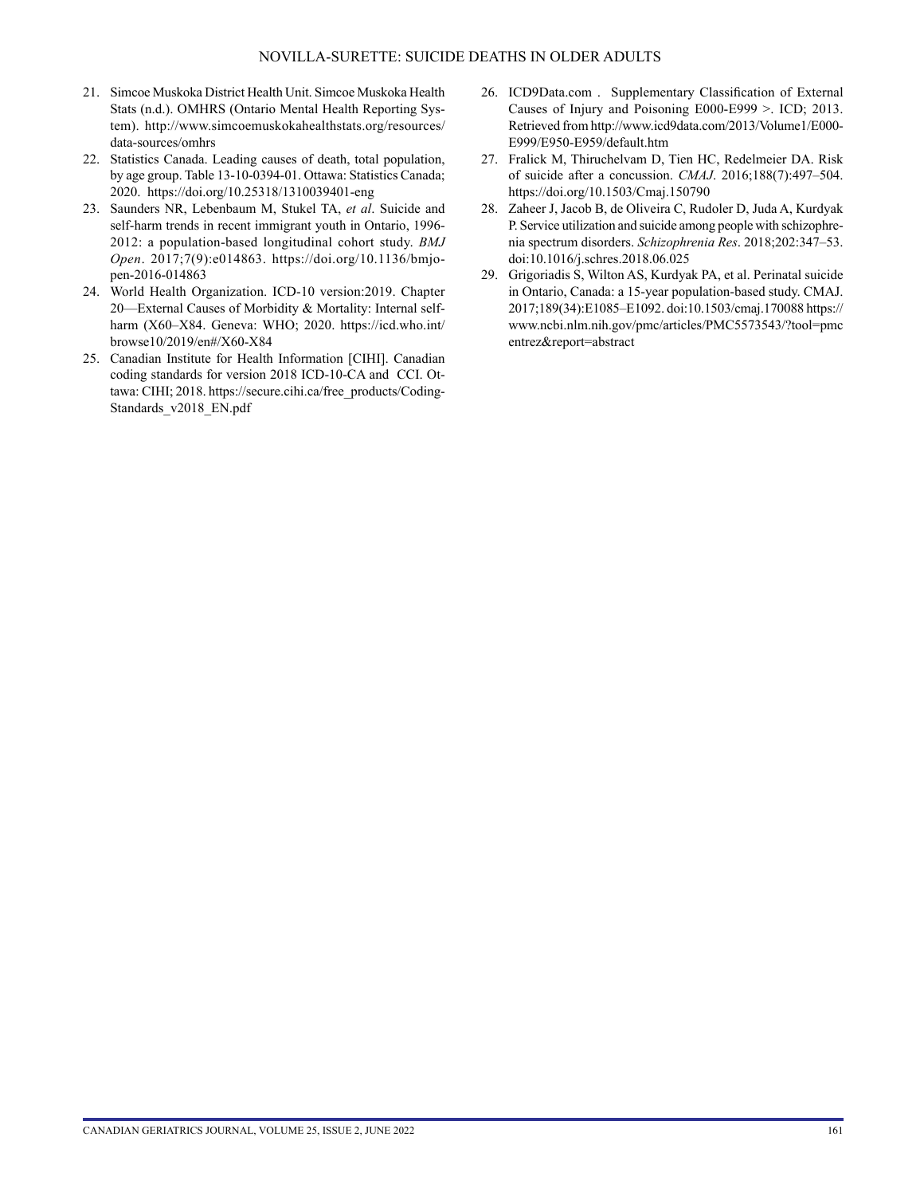21. Simcoe Muskoka District Health Unit. Simcoe Muskoka Health Stats (n.d.). OMHRS (Ontario Mental Health Reporting System). http://www.simcoemuskokahealthstats.org/resources/data-sources/omhrs
22. Statistics Canada. Leading causes of death, total population, by age group. Table 13-10-0394-01. Ottawa: Statistics Canada; 2020. https://doi.org/10.25318/1310039401-eng
23. Saunders NR, Lebenbaum M, Stukel TA, *et al*. Suicide and self-harm trends in recent immigrant youth in Ontario, 1996-2012: a population-based longitudinal cohort study. *BMJ Open*. 2017;7(9):e014863. https://doi.org/10.1136/bmjopen-2016-014863
24. World Health Organization. ICD-10 version:2019. Chapter 20—External Causes of Morbidity & Mortality: Internal self-harm (X60–X84. Geneva: WHO; 2020. https://icd.who.int/browse10/2019/en#/X60-X84
25. Canadian Institute for Health Information [CIHI]. Canadian coding standards for version 2018 ICD-10-CA and CCI. Ottawa: CIHI; 2018. https://secure.cihi.ca/free_products/Coding-Standards_v2018_EN.pdf
26. ICD9Data.com . Supplementary Classification of External Causes of Injury and Poisoning E000-E999 >. ICD; 2013. Retrieved from http://www.icd9data.com/2013/Volume1/E000-E999/E950-E959/default.htm
27. Fralick M, Thiruchelvam D, Tien HC, Redelmeier DA. Risk of suicide after a concussion. *CMAJ*. 2016;188(7):497–504. https://doi.org/10.1503/Cmaj.150790
28. Zaheer J, Jacob B, de Oliveira C, Rudoler D, Juda A, Kurdyak P. Service utilization and suicide among people with schizophrenia spectrum disorders. *Schizophrenia Res*. 2018;202:347–53. doi:10.1016/j.schres.2018.06.025
29. Grigoriadis S, Wilton AS, Kurdyak PA, et al. Perinatal suicide in Ontario, Canada: a 15-year population-based study. CMAJ. 2017;189(34):E1085–E1092. doi:10.1503/cmaj.170088 https://www.ncbi.nlm.nih.gov/pmc/articles/PMC5573543/?tool=pmcentrez&report=abstract